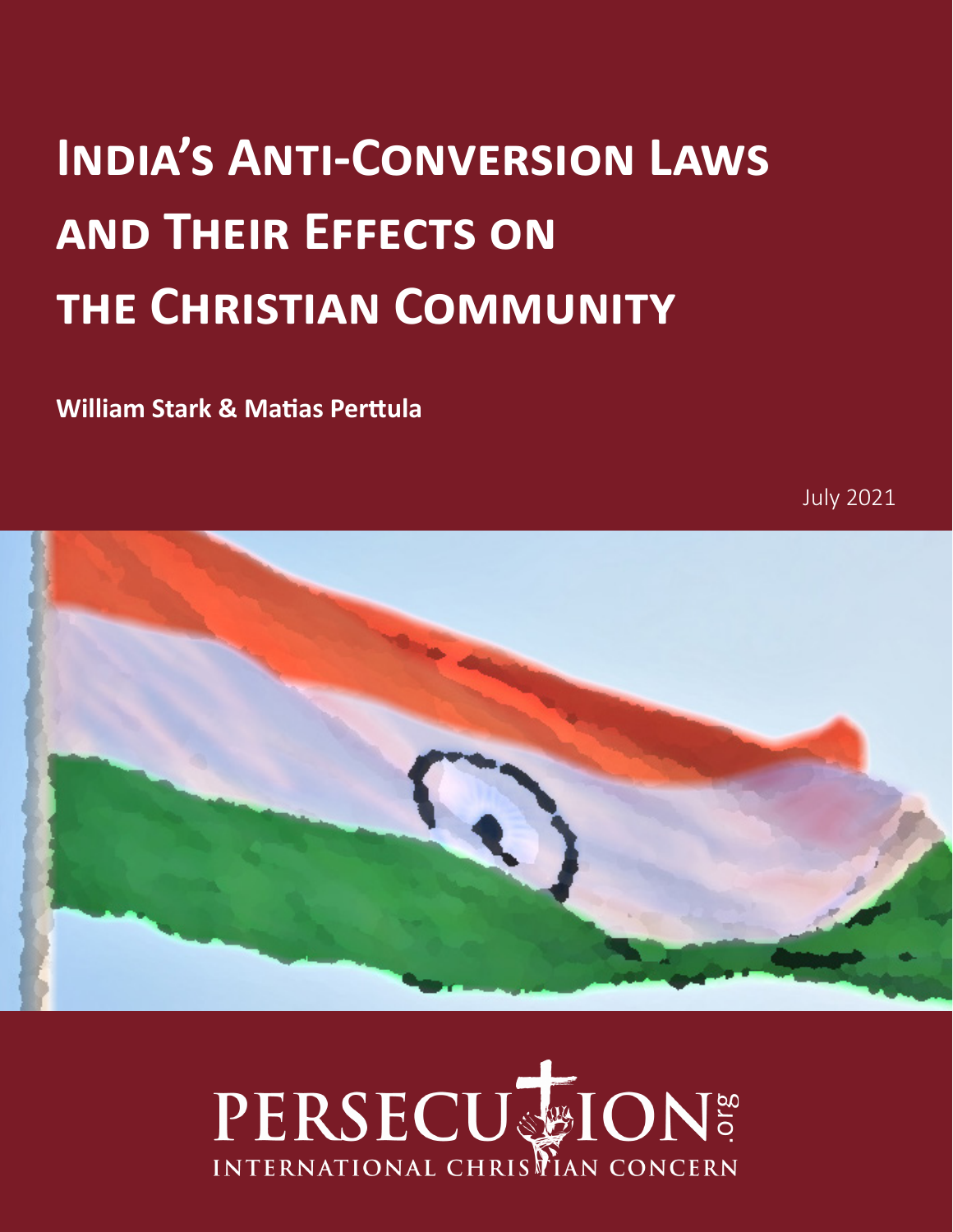# India's Anti-Conversion Laws and Their Effects on the Christian Community

**William Stark & Matias Perttula**

July 2021

PERSECUTION.org

INTERNATIONAL CHRISTIAN CONCERN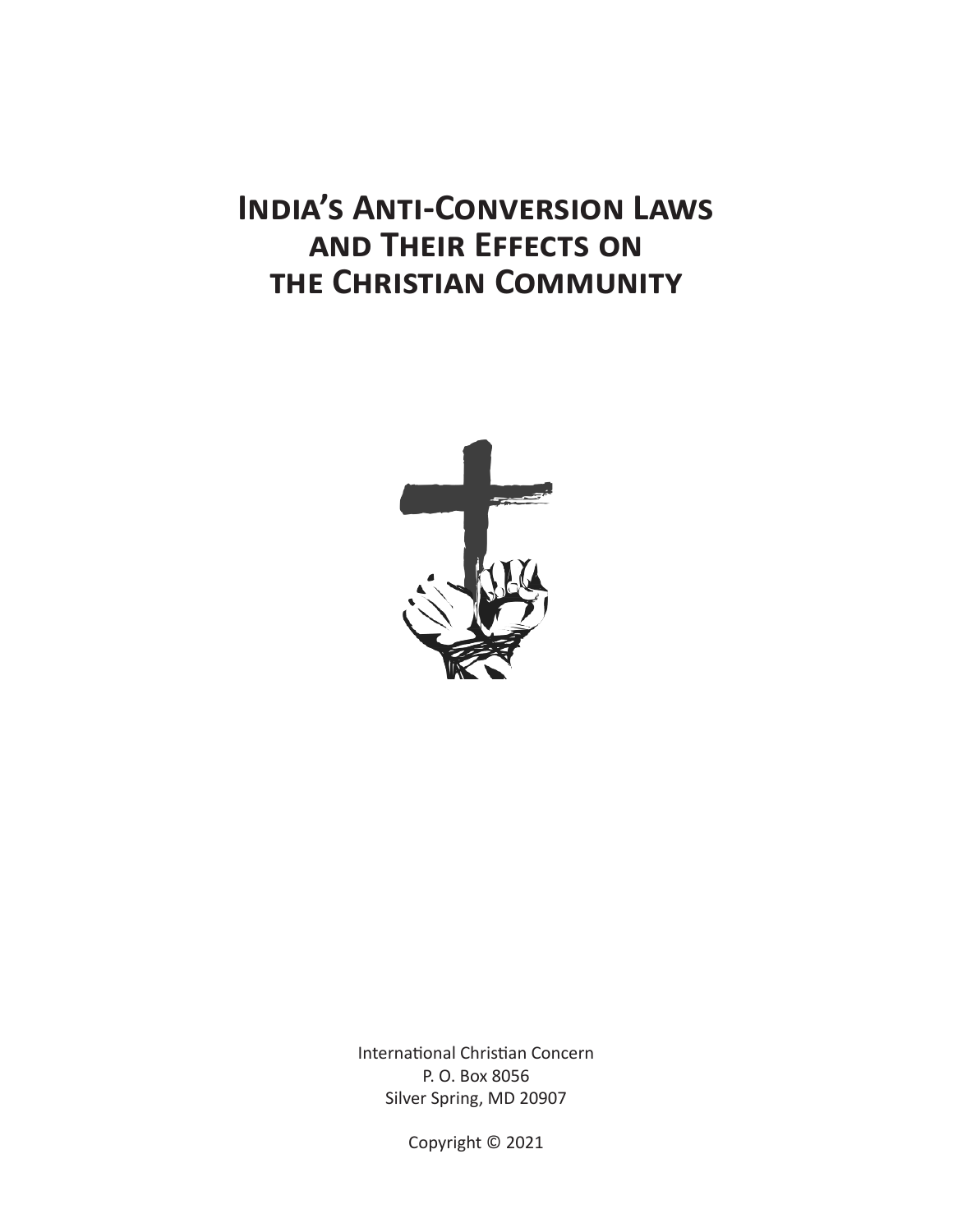# India's Anti-Conversion Laws and Their Effects on the Christian Community

International Christian Concern
P. O. Box 8056
Silver Spring, MD 20907

Copyright © 2021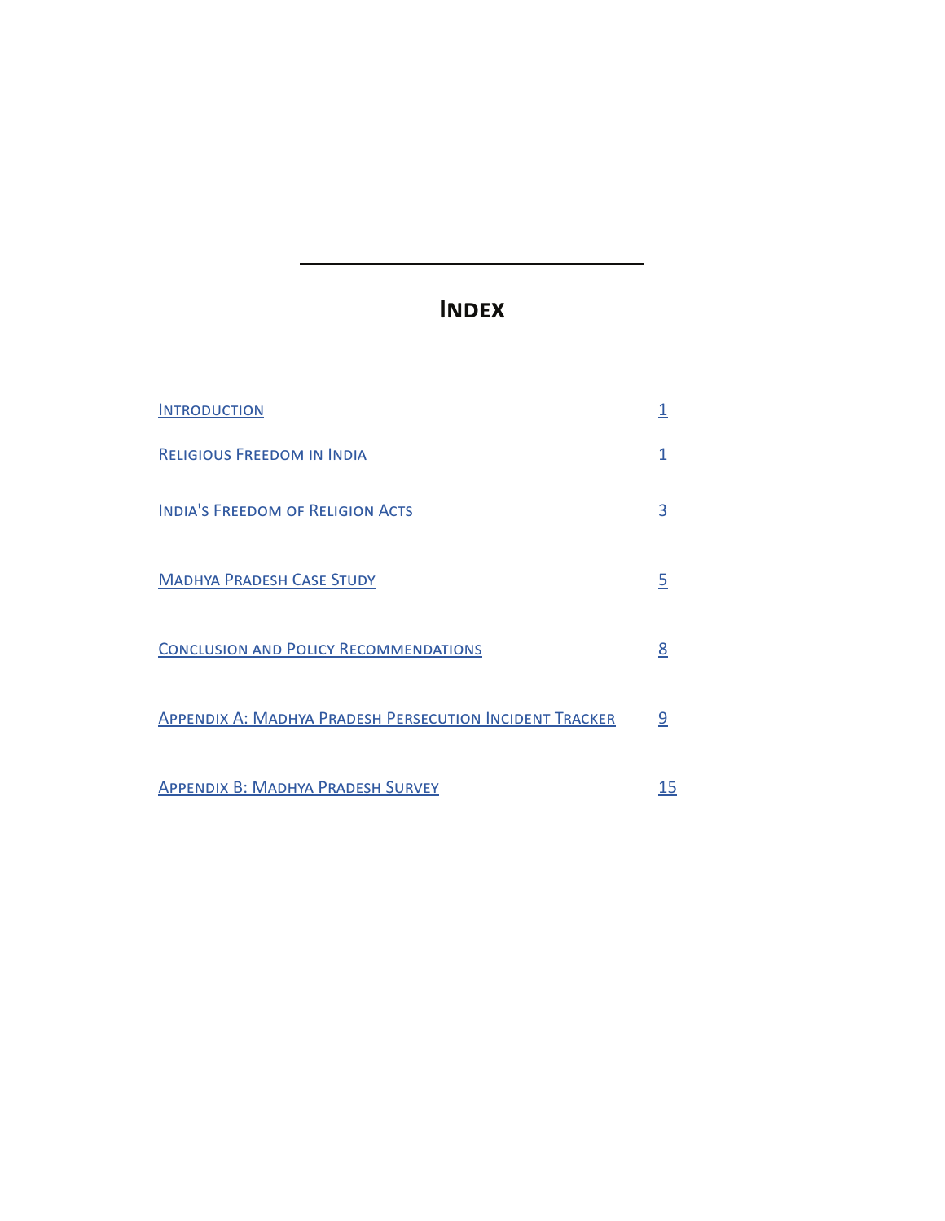# Index

| | |
|---|---|
| Introduction | 1 |
| Religious Freedom in India | 1 |
| India's Freedom of Religion Acts | 3 |
| Madhya Pradesh Case Study | 5 |
| Conclusion and Policy Recommendations | 8 |
| Appendix A: Madhya Pradesh Persecution Incident Tracker | 9 |
| Appendix B: Madhya Pradesh Survey | 15 |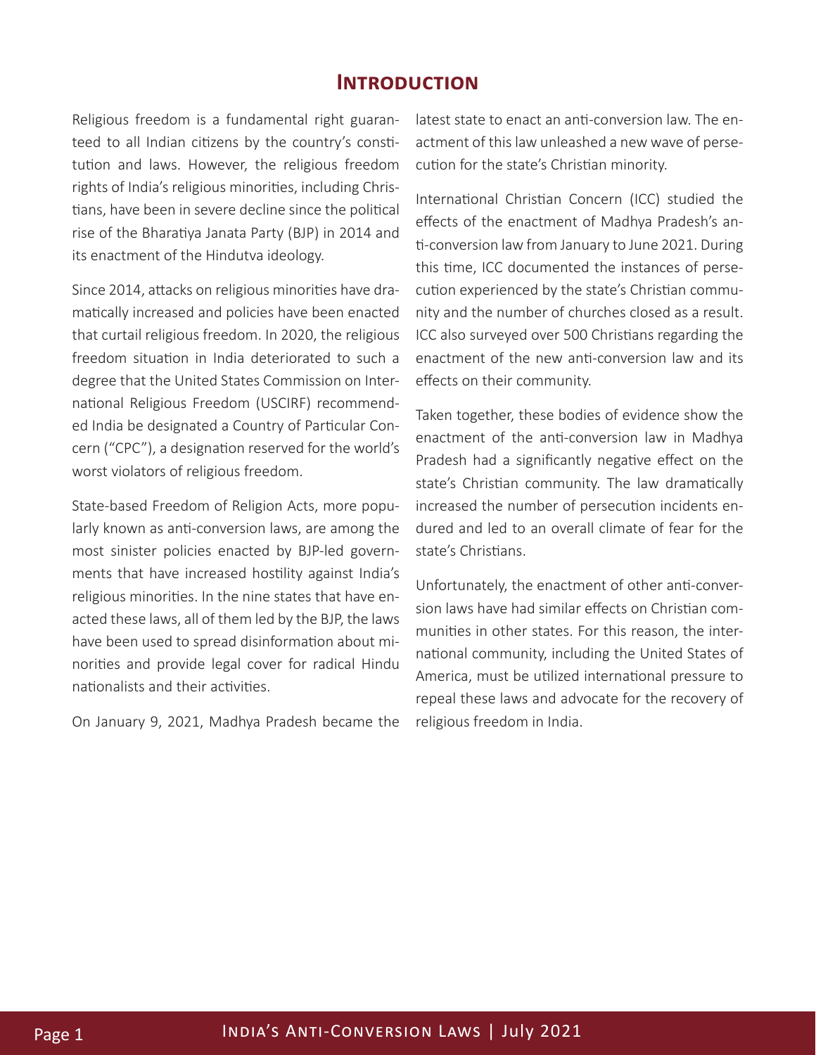## Introduction

Religious freedom is a fundamental right guaranteed to all Indian citizens by the country's constitution and laws. However, the religious freedom rights of India's religious minorities, including Christians, have been in severe decline since the political rise of the Bharatiya Janata Party (BJP) in 2014 and its enactment of the Hindutva ideology.

Since 2014, attacks on religious minorities have dramatically increased and policies have been enacted that curtail religious freedom. In 2020, the religious freedom situation in India deteriorated to such a degree that the United States Commission on International Religious Freedom (USCIRF) recommended India be designated a Country of Particular Concern ("CPC"), a designation reserved for the world's worst violators of religious freedom.

State-based Freedom of Religion Acts, more popularly known as anti-conversion laws, are among the most sinister policies enacted by BJP-led governments that have increased hostility against India's religious minorities. In the nine states that have enacted these laws, all of them led by the BJP, the laws have been used to spread disinformation about minorities and provide legal cover for radical Hindu nationalists and their activities.

On January 9, 2021, Madhya Pradesh became the latest state to enact an anti-conversion law. The enactment of this law unleashed a new wave of persecution for the state's Christian minority.

International Christian Concern (ICC) studied the effects of the enactment of Madhya Pradesh's anti-conversion law from January to June 2021. During this time, ICC documented the instances of persecution experienced by the state's Christian community and the number of churches closed as a result. ICC also surveyed over 500 Christians regarding the enactment of the new anti-conversion law and its effects on their community.

Taken together, these bodies of evidence show the enactment of the anti-conversion law in Madhya Pradesh had a significantly negative effect on the state's Christian community. The law dramatically increased the number of persecution incidents endured and led to an overall climate of fear for the state's Christians.

Unfortunately, the enactment of other anti-conversion laws have had similar effects on Christian communities in other states. For this reason, the international community, including the United States of America, must be utilized international pressure to repeal these laws and advocate for the recovery of religious freedom in India.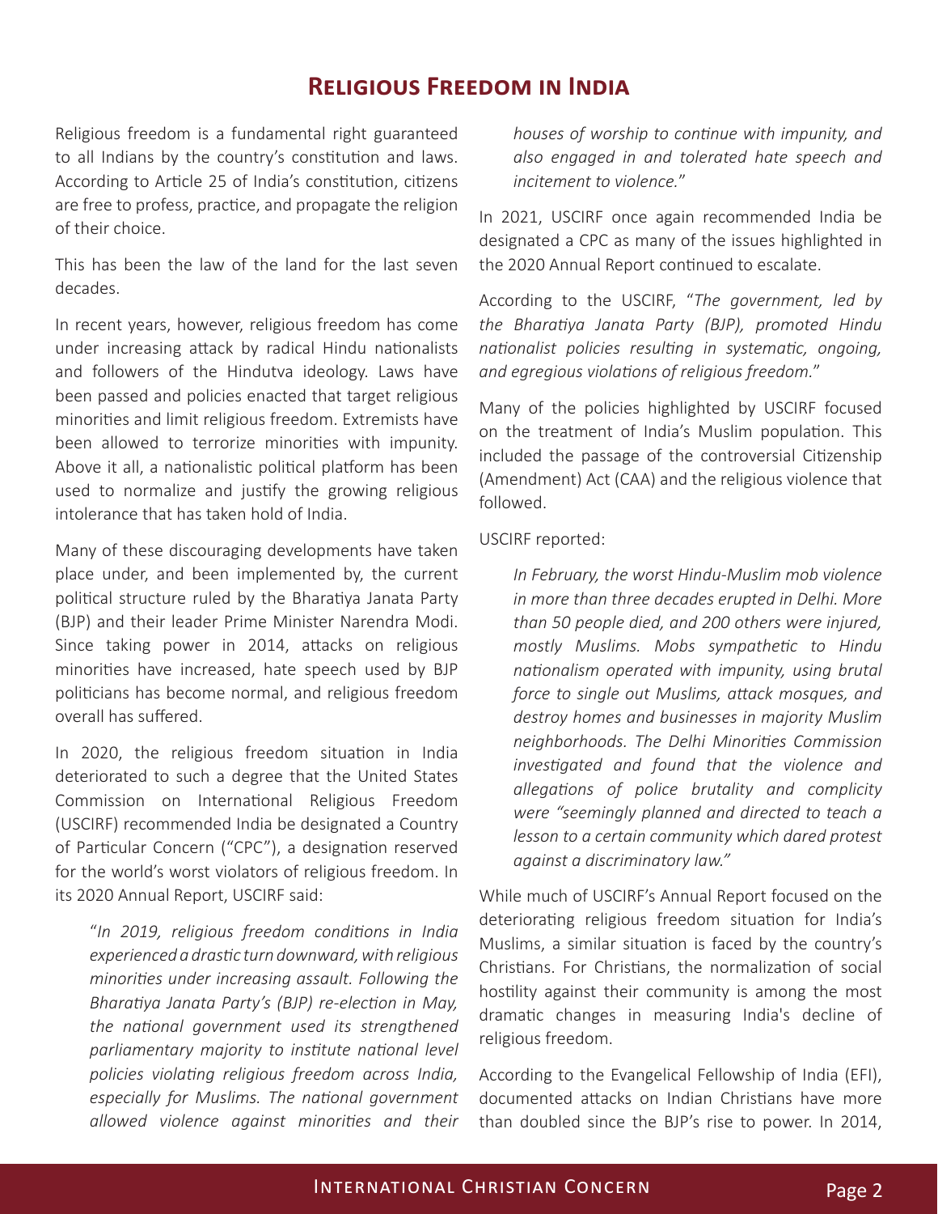# Religious Freedom in India

Religious freedom is a fundamental right guaranteed to all Indians by the country's constitution and laws. According to Article 25 of India's constitution, citizens are free to profess, practice, and propagate the religion of their choice.

This has been the law of the land for the last seven decades.

In recent years, however, religious freedom has come under increasing attack by radical Hindu nationalists and followers of the Hindutva ideology. Laws have been passed and policies enacted that target religious minorities and limit religious freedom. Extremists have been allowed to terrorize minorities with impunity. Above it all, a nationalistic political platform has been used to normalize and justify the growing religious intolerance that has taken hold of India.

Many of these discouraging developments have taken place under, and been implemented by, the current political structure ruled by the Bharatiya Janata Party (BJP) and their leader Prime Minister Narendra Modi. Since taking power in 2014, attacks on religious minorities have increased, hate speech used by BJP politicians has become normal, and religious freedom overall has suffered.

In 2020, the religious freedom situation in India deteriorated to such a degree that the United States Commission on International Religious Freedom (USCIRF) recommended India be designated a Country of Particular Concern ("CPC"), a designation reserved for the world's worst violators of religious freedom. In its 2020 Annual Report, USCIRF said:

> "*In 2019, religious freedom conditions in India experienced a drastic turn downward, with religious minorities under increasing assault. Following the Bharatiya Janata Party's (BJP) re-election in May, the national government used its strengthened parliamentary majority to institute national level policies violating religious freedom across India, especially for Muslims. The national government allowed violence against minorities and their houses of worship to continue with impunity, and also engaged in and tolerated hate speech and incitement to violence.*"

In 2021, USCIRF once again recommended India be designated a CPC as many of the issues highlighted in the 2020 Annual Report continued to escalate.

According to the USCIRF, "*The government, led by the Bharatiya Janata Party (BJP), promoted Hindu nationalist policies resulting in systematic, ongoing, and egregious violations of religious freedom.*"

Many of the policies highlighted by USCIRF focused on the treatment of India's Muslim population. This included the passage of the controversial Citizenship (Amendment) Act (CAA) and the religious violence that followed.

USCIRF reported:

> *In February, the worst Hindu-Muslim mob violence in more than three decades erupted in Delhi. More than 50 people died, and 200 others were injured, mostly Muslims. Mobs sympathetic to Hindu nationalism operated with impunity, using brutal force to single out Muslims, attack mosques, and destroy homes and businesses in majority Muslim neighborhoods. The Delhi Minorities Commission investigated and found that the violence and allegations of police brutality and complicity were "seemingly planned and directed to teach a lesson to a certain community which dared protest against a discriminatory law."*

While much of USCIRF's Annual Report focused on the deteriorating religious freedom situation for India's Muslims, a similar situation is faced by the country's Christians. For Christians, the normalization of social hostility against their community is among the most dramatic changes in measuring India's decline of religious freedom.

According to the Evangelical Fellowship of India (EFI), documented attacks on Indian Christians have more than doubled since the BJP's rise to power. In 2014,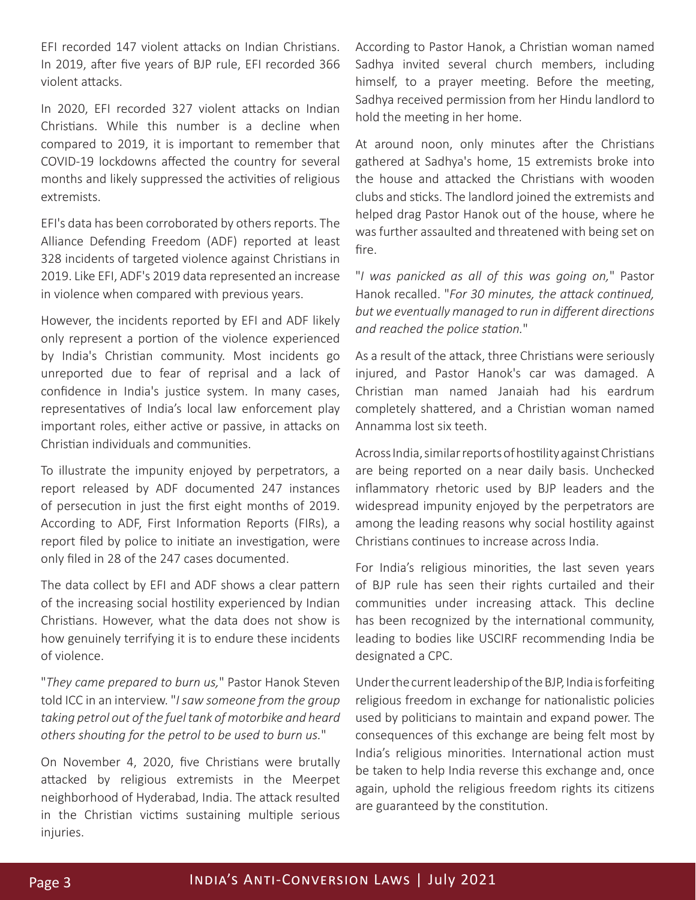EFI recorded 147 violent attacks on Indian Christians. In 2019, after five years of BJP rule, EFI recorded 366 violent attacks.

In 2020, EFI recorded 327 violent attacks on Indian Christians. While this number is a decline when compared to 2019, it is important to remember that COVID-19 lockdowns affected the country for several months and likely suppressed the activities of religious extremists.

EFI's data has been corroborated by others reports. The Alliance Defending Freedom (ADF) reported at least 328 incidents of targeted violence against Christians in 2019. Like EFI, ADF's 2019 data represented an increase in violence when compared with previous years.

However, the incidents reported by EFI and ADF likely only represent a portion of the violence experienced by India's Christian community. Most incidents go unreported due to fear of reprisal and a lack of confidence in India's justice system. In many cases, representatives of India's local law enforcement play important roles, either active or passive, in attacks on Christian individuals and communities.

To illustrate the impunity enjoyed by perpetrators, a report released by ADF documented 247 instances of persecution in just the first eight months of 2019. According to ADF, First Information Reports (FIRs), a report filed by police to initiate an investigation, were only filed in 28 of the 247 cases documented.

The data collect by EFI and ADF shows a clear pattern of the increasing social hostility experienced by Indian Christians. However, what the data does not show is how genuinely terrifying it is to endure these incidents of violence.

"*They came prepared to burn us,*" Pastor Hanok Steven told ICC in an interview. "*I saw someone from the group taking petrol out of the fuel tank of motorbike and heard others shouting for the petrol to be used to burn us.*"

On November 4, 2020, five Christians were brutally attacked by religious extremists in the Meerpet neighborhood of Hyderabad, India. The attack resulted in the Christian victims sustaining multiple serious injuries.

According to Pastor Hanok, a Christian woman named Sadhya invited several church members, including himself, to a prayer meeting. Before the meeting, Sadhya received permission from her Hindu landlord to hold the meeting in her home.

At around noon, only minutes after the Christians gathered at Sadhya's home, 15 extremists broke into the house and attacked the Christians with wooden clubs and sticks. The landlord joined the extremists and helped drag Pastor Hanok out of the house, where he was further assaulted and threatened with being set on fire.

"*I was panicked as all of this was going on,*" Pastor Hanok recalled. "*For 30 minutes, the attack continued, but we eventually managed to run in different directions and reached the police station.*"

As a result of the attack, three Christians were seriously injured, and Pastor Hanok's car was damaged. A Christian man named Janaiah had his eardrum completely shattered, and a Christian woman named Annamma lost six teeth.

Across India, similar reports of hostility against Christians are being reported on a near daily basis. Unchecked inflammatory rhetoric used by BJP leaders and the widespread impunity enjoyed by the perpetrators are among the leading reasons why social hostility against Christians continues to increase across India.

For India's religious minorities, the last seven years of BJP rule has seen their rights curtailed and their communities under increasing attack. This decline has been recognized by the international community, leading to bodies like USCIRF recommending India be designated a CPC.

Under the current leadership of the BJP, India is forfeiting religious freedom in exchange for nationalistic policies used by politicians to maintain and expand power. The consequences of this exchange are being felt most by India's religious minorities. International action must be taken to help India reverse this exchange and, once again, uphold the religious freedom rights its citizens are guaranteed by the constitution.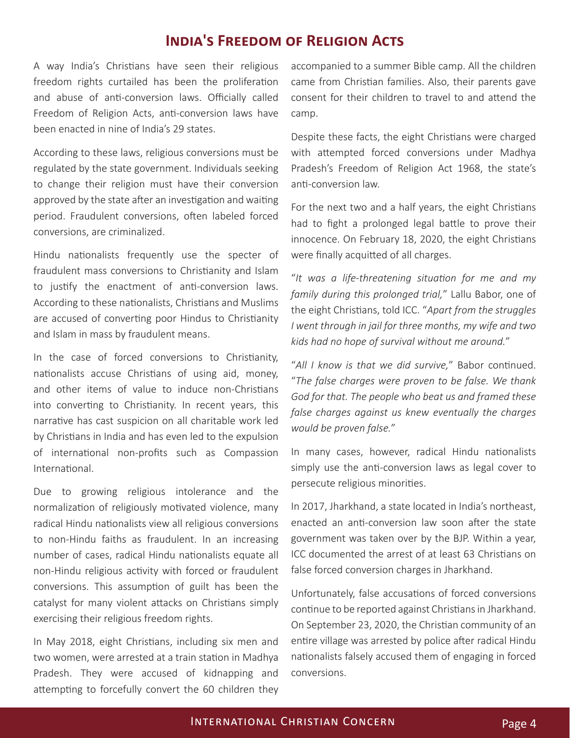# India's Freedom of Religion Acts

A way India's Christians have seen their religious freedom rights curtailed has been the proliferation and abuse of anti-conversion laws. Officially called Freedom of Religion Acts, anti-conversion laws have been enacted in nine of India's 29 states.

According to these laws, religious conversions must be regulated by the state government. Individuals seeking to change their religion must have their conversion approved by the state after an investigation and waiting period. Fraudulent conversions, often labeled forced conversions, are criminalized.

Hindu nationalists frequently use the specter of fraudulent mass conversions to Christianity and Islam to justify the enactment of anti-conversion laws. According to these nationalists, Christians and Muslims are accused of converting poor Hindus to Christianity and Islam in mass by fraudulent means.

In the case of forced conversions to Christianity, nationalists accuse Christians of using aid, money, and other items of value to induce non-Christians into converting to Christianity. In recent years, this narrative has cast suspicion on all charitable work led by Christians in India and has even led to the expulsion of international non-profits such as Compassion International.

Due to growing religious intolerance and the normalization of religiously motivated violence, many radical Hindu nationalists view all religious conversions to non-Hindu faiths as fraudulent. In an increasing number of cases, radical Hindu nationalists equate all non-Hindu religious activity with forced or fraudulent conversions. This assumption of guilt has been the catalyst for many violent attacks on Christians simply exercising their religious freedom rights.

In May 2018, eight Christians, including six men and two women, were arrested at a train station in Madhya Pradesh. They were accused of kidnapping and attempting to forcefully convert the 60 children they accompanied to a summer Bible camp. All the children came from Christian families. Also, their parents gave consent for their children to travel to and attend the camp.

Despite these facts, the eight Christians were charged with attempted forced conversions under Madhya Pradesh's Freedom of Religion Act 1968, the state's anti-conversion law.

For the next two and a half years, the eight Christians had to fight a prolonged legal battle to prove their innocence. On February 18, 2020, the eight Christians were finally acquitted of all charges.

"*It was a life-threatening situation for me and my family during this prolonged trial,*" Lallu Babor, one of the eight Christians, told ICC. "*Apart from the struggles I went through in jail for three months, my wife and two kids had no hope of survival without me around.*"

"*All I know is that we did survive,*" Babor continued. "*The false charges were proven to be false. We thank God for that. The people who beat us and framed these false charges against us knew eventually the charges would be proven false.*"

In many cases, however, radical Hindu nationalists simply use the anti-conversion laws as legal cover to persecute religious minorities.

In 2017, Jharkhand, a state located in India's northeast, enacted an anti-conversion law soon after the state government was taken over by the BJP. Within a year, ICC documented the arrest of at least 63 Christians on false forced conversion charges in Jharkhand.

Unfortunately, false accusations of forced conversions continue to be reported against Christians in Jharkhand. On September 23, 2020, the Christian community of an entire village was arrested by police after radical Hindu nationalists falsely accused them of engaging in forced conversions.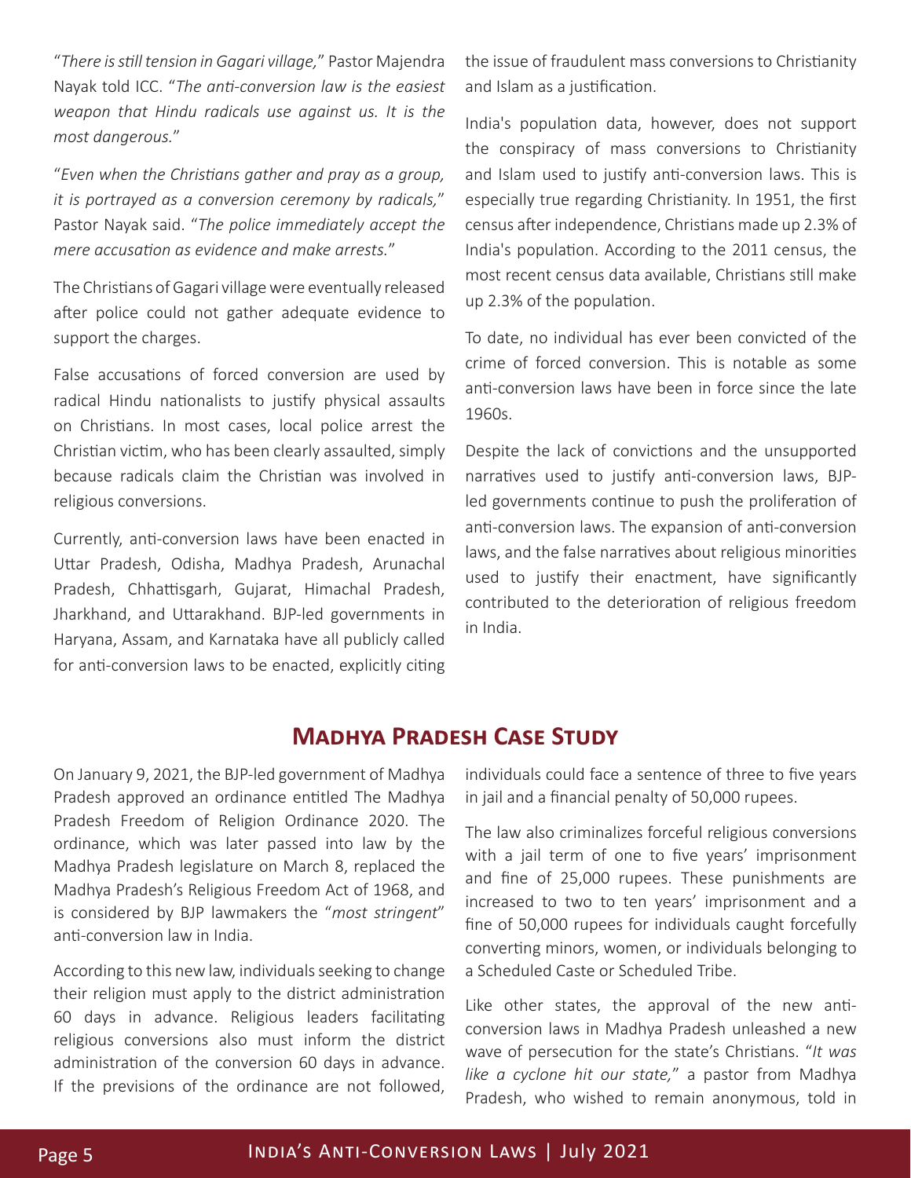"*There is still tension in Gagari village,*" Pastor Majendra Nayak told ICC. "*The anti-conversion law is the easiest weapon that Hindu radicals use against us. It is the most dangerous.*"

"*Even when the Christians gather and pray as a group, it is portrayed as a conversion ceremony by radicals,*" Pastor Nayak said. "*The police immediately accept the mere accusation as evidence and make arrests.*"

The Christians of Gagari village were eventually released after police could not gather adequate evidence to support the charges.

False accusations of forced conversion are used by radical Hindu nationalists to justify physical assaults on Christians. In most cases, local police arrest the Christian victim, who has been clearly assaulted, simply because radicals claim the Christian was involved in religious conversions.

Currently, anti-conversion laws have been enacted in Uttar Pradesh, Odisha, Madhya Pradesh, Arunachal Pradesh, Chhattisgarh, Gujarat, Himachal Pradesh, Jharkhand, and Uttarakhand. BJP-led governments in Haryana, Assam, and Karnataka have all publicly called for anti-conversion laws to be enacted, explicitly citing the issue of fraudulent mass conversions to Christianity and Islam as a justification.

India's population data, however, does not support the conspiracy of mass conversions to Christianity and Islam used to justify anti-conversion laws. This is especially true regarding Christianity. In 1951, the first census after independence, Christians made up 2.3% of India's population. According to the 2011 census, the most recent census data available, Christians still make up 2.3% of the population.

To date, no individual has ever been convicted of the crime of forced conversion. This is notable as some anti-conversion laws have been in force since the late 1960s.

Despite the lack of convictions and the unsupported narratives used to justify anti-conversion laws, BJP-led governments continue to push the proliferation of anti-conversion laws. The expansion of anti-conversion laws, and the false narratives about religious minorities used to justify their enactment, have significantly contributed to the deterioration of religious freedom in India.

## Madhya Pradesh Case Study

On January 9, 2021, the BJP-led government of Madhya Pradesh approved an ordinance entitled The Madhya Pradesh Freedom of Religion Ordinance 2020. The ordinance, which was later passed into law by the Madhya Pradesh legislature on March 8, replaced the Madhya Pradesh's Religious Freedom Act of 1968, and is considered by BJP lawmakers the "*most stringent*" anti-conversion law in India.

According to this new law, individuals seeking to change their religion must apply to the district administration 60 days in advance. Religious leaders facilitating religious conversions also must inform the district administration of the conversion 60 days in advance. If the previsions of the ordinance are not followed, individuals could face a sentence of three to five years in jail and a financial penalty of 50,000 rupees.

The law also criminalizes forceful religious conversions with a jail term of one to five years' imprisonment and fine of 25,000 rupees. These punishments are increased to two to ten years' imprisonment and a fine of 50,000 rupees for individuals caught forcefully converting minors, women, or individuals belonging to a Scheduled Caste or Scheduled Tribe.

Like other states, the approval of the new anti-conversion laws in Madhya Pradesh unleashed a new wave of persecution for the state's Christians. "*It was like a cyclone hit our state,*" a pastor from Madhya Pradesh, who wished to remain anonymous, told in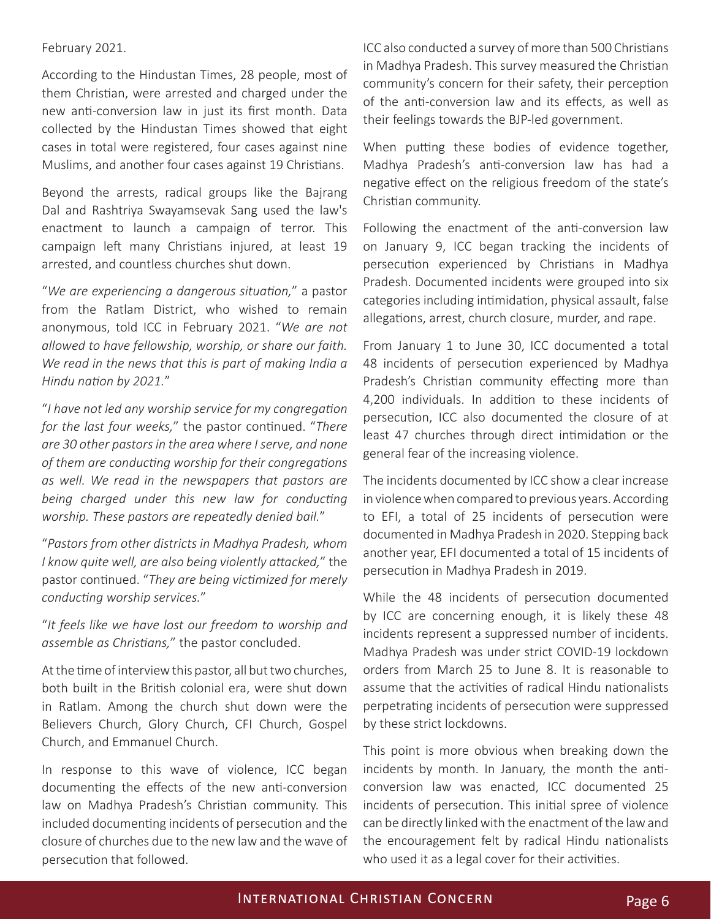February 2021.

According to the Hindustan Times, 28 people, most of them Christian, were arrested and charged under the new anti-conversion law in just its first month. Data collected by the Hindustan Times showed that eight cases in total were registered, four cases against nine Muslims, and another four cases against 19 Christians.

Beyond the arrests, radical groups like the Bajrang Dal and Rashtriya Swayamsevak Sang used the law's enactment to launch a campaign of terror. This campaign left many Christians injured, at least 19 arrested, and countless churches shut down.

"*We are experiencing a dangerous situation,*" a pastor from the Ratlam District, who wished to remain anonymous, told ICC in February 2021. "*We are not allowed to have fellowship, worship, or share our faith. We read in the news that this is part of making India a Hindu nation by 2021.*"

"*I have not led any worship service for my congregation for the last four weeks,*" the pastor continued. "*There are 30 other pastors in the area where I serve, and none of them are conducting worship for their congregations as well. We read in the newspapers that pastors are being charged under this new law for conducting worship. These pastors are repeatedly denied bail.*"

"*Pastors from other districts in Madhya Pradesh, whom I know quite well, are also being violently attacked,*" the pastor continued. "*They are being victimized for merely conducting worship services.*"

"*It feels like we have lost our freedom to worship and assemble as Christians,*" the pastor concluded.

At the time of interview this pastor, all but two churches, both built in the British colonial era, were shut down in Ratlam. Among the church shut down were the Believers Church, Glory Church, CFI Church, Gospel Church, and Emmanuel Church.

In response to this wave of violence, ICC began documenting the effects of the new anti-conversion law on Madhya Pradesh's Christian community. This included documenting incidents of persecution and the closure of churches due to the new law and the wave of persecution that followed.

ICC also conducted a survey of more than 500 Christians in Madhya Pradesh. This survey measured the Christian community's concern for their safety, their perception of the anti-conversion law and its effects, as well as their feelings towards the BJP-led government.

When putting these bodies of evidence together, Madhya Pradesh's anti-conversion law has had a negative effect on the religious freedom of the state's Christian community.

Following the enactment of the anti-conversion law on January 9, ICC began tracking the incidents of persecution experienced by Christians in Madhya Pradesh. Documented incidents were grouped into six categories including intimidation, physical assault, false allegations, arrest, church closure, murder, and rape.

From January 1 to June 30, ICC documented a total 48 incidents of persecution experienced by Madhya Pradesh's Christian community effecting more than 4,200 individuals. In addition to these incidents of persecution, ICC also documented the closure of at least 47 churches through direct intimidation or the general fear of the increasing violence.

The incidents documented by ICC show a clear increase in violence when compared to previous years. According to EFI, a total of 25 incidents of persecution were documented in Madhya Pradesh in 2020. Stepping back another year, EFI documented a total of 15 incidents of persecution in Madhya Pradesh in 2019.

While the 48 incidents of persecution documented by ICC are concerning enough, it is likely these 48 incidents represent a suppressed number of incidents. Madhya Pradesh was under strict COVID-19 lockdown orders from March 25 to June 8. It is reasonable to assume that the activities of radical Hindu nationalists perpetrating incidents of persecution were suppressed by these strict lockdowns.

This point is more obvious when breaking down the incidents by month. In January, the month the anti-conversion law was enacted, ICC documented 25 incidents of persecution. This initial spree of violence can be directly linked with the enactment of the law and the encouragement felt by radical Hindu nationalists who used it as a legal cover for their activities.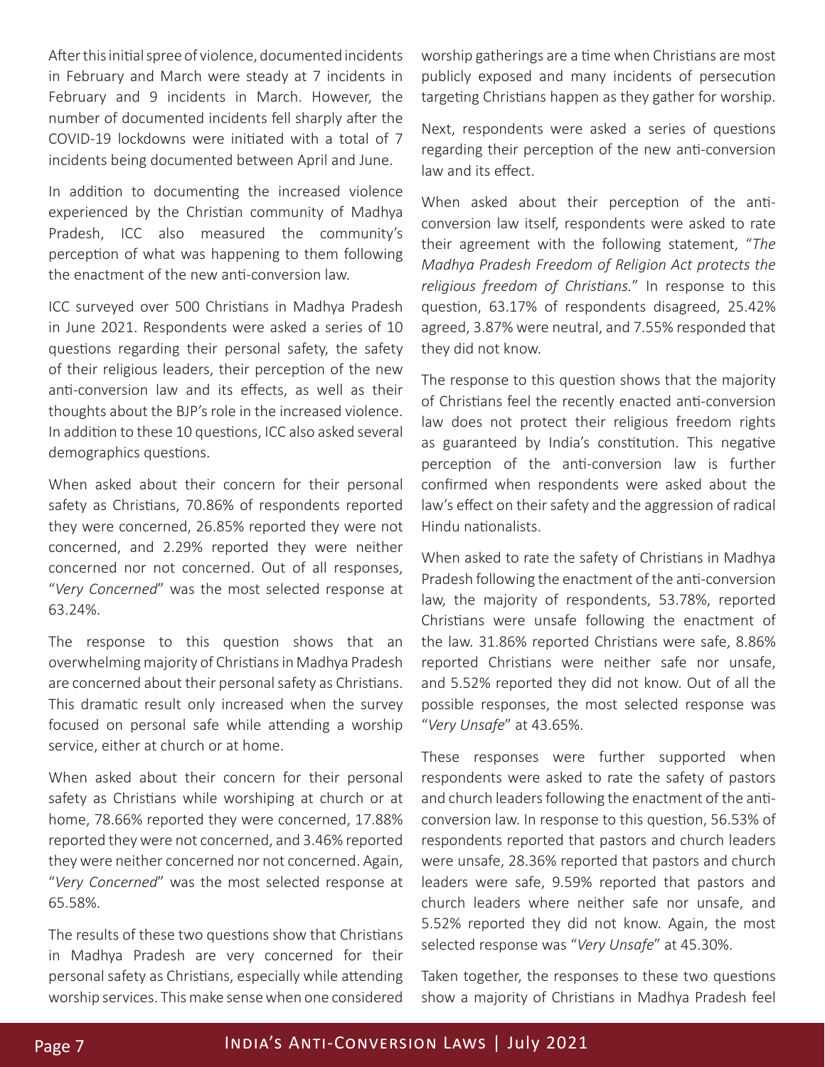After this initial spree of violence, documented incidents in February and March were steady at 7 incidents in February and 9 incidents in March. However, the number of documented incidents fell sharply after the COVID-19 lockdowns were initiated with a total of 7 incidents being documented between April and June.

In addition to documenting the increased violence experienced by the Christian community of Madhya Pradesh, ICC also measured the community's perception of what was happening to them following the enactment of the new anti-conversion law.

ICC surveyed over 500 Christians in Madhya Pradesh in June 2021. Respondents were asked a series of 10 questions regarding their personal safety, the safety of their religious leaders, their perception of the new anti-conversion law and its effects, as well as their thoughts about the BJP's role in the increased violence. In addition to these 10 questions, ICC also asked several demographics questions.

When asked about their concern for their personal safety as Christians, 70.86% of respondents reported they were concerned, 26.85% reported they were not concerned, and 2.29% reported they were neither concerned nor not concerned. Out of all responses, "*Very Concerned*" was the most selected response at 63.24%.

The response to this question shows that an overwhelming majority of Christians in Madhya Pradesh are concerned about their personal safety as Christians. This dramatic result only increased when the survey focused on personal safe while attending a worship service, either at church or at home.

When asked about their concern for their personal safety as Christians while worshiping at church or at home, 78.66% reported they were concerned, 17.88% reported they were not concerned, and 3.46% reported they were neither concerned nor not concerned. Again, "*Very Concerned*" was the most selected response at 65.58%.

The results of these two questions show that Christians in Madhya Pradesh are very concerned for their personal safety as Christians, especially while attending worship services. This make sense when one considered worship gatherings are a time when Christians are most publicly exposed and many incidents of persecution targeting Christians happen as they gather for worship.

Next, respondents were asked a series of questions regarding their perception of the new anti-conversion law and its effect.

When asked about their perception of the anti-conversion law itself, respondents were asked to rate their agreement with the following statement, "*The Madhya Pradesh Freedom of Religion Act protects the religious freedom of Christians.*" In response to this question, 63.17% of respondents disagreed, 25.42% agreed, 3.87% were neutral, and 7.55% responded that they did not know.

The response to this question shows that the majority of Christians feel the recently enacted anti-conversion law does not protect their religious freedom rights as guaranteed by India's constitution. This negative perception of the anti-conversion law is further confirmed when respondents were asked about the law's effect on their safety and the aggression of radical Hindu nationalists.

When asked to rate the safety of Christians in Madhya Pradesh following the enactment of the anti-conversion law, the majority of respondents, 53.78%, reported Christians were unsafe following the enactment of the law. 31.86% reported Christians were safe, 8.86% reported Christians were neither safe nor unsafe, and 5.52% reported they did not know. Out of all the possible responses, the most selected response was "*Very Unsafe*" at 43.65%.

These responses were further supported when respondents were asked to rate the safety of pastors and church leaders following the enactment of the anti-conversion law. In response to this question, 56.53% of respondents reported that pastors and church leaders were unsafe, 28.36% reported that pastors and church leaders were safe, 9.59% reported that pastors and church leaders where neither safe nor unsafe, and 5.52% reported they did not know. Again, the most selected response was "*Very Unsafe*" at 45.30%.

Taken together, the responses to these two questions show a majority of Christians in Madhya Pradesh feel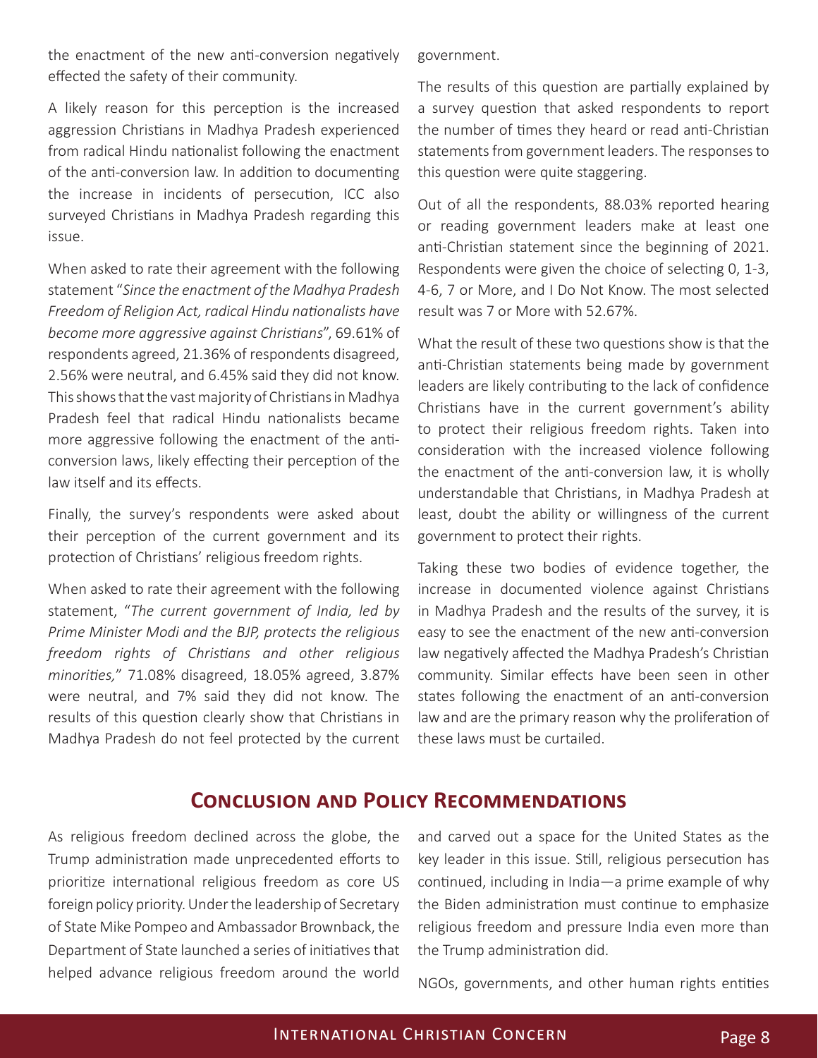the enactment of the new anti-conversion negatively effected the safety of their community.

A likely reason for this perception is the increased aggression Christians in Madhya Pradesh experienced from radical Hindu nationalist following the enactment of the anti-conversion law. In addition to documenting the increase in incidents of persecution, ICC also surveyed Christians in Madhya Pradesh regarding this issue.

When asked to rate their agreement with the following statement "*Since the enactment of the Madhya Pradesh Freedom of Religion Act, radical Hindu nationalists have become more aggressive against Christians*", 69.61% of respondents agreed, 21.36% of respondents disagreed, 2.56% were neutral, and 6.45% said they did not know. This shows that the vast majority of Christians in Madhya Pradesh feel that radical Hindu nationalists became more aggressive following the enactment of the anti-conversion laws, likely effecting their perception of the law itself and its effects.

Finally, the survey's respondents were asked about their perception of the current government and its protection of Christians' religious freedom rights.

When asked to rate their agreement with the following statement, "*The current government of India, led by Prime Minister Modi and the BJP, protects the religious freedom rights of Christians and other religious minorities,*" 71.08% disagreed, 18.05% agreed, 3.87% were neutral, and 7% said they did not know. The results of this question clearly show that Christians in Madhya Pradesh do not feel protected by the current government.

The results of this question are partially explained by a survey question that asked respondents to report the number of times they heard or read anti-Christian statements from government leaders. The responses to this question were quite staggering.

Out of all the respondents, 88.03% reported hearing or reading government leaders make at least one anti-Christian statement since the beginning of 2021. Respondents were given the choice of selecting 0, 1-3, 4-6, 7 or More, and I Do Not Know. The most selected result was 7 or More with 52.67%.

What the result of these two questions show is that the anti-Christian statements being made by government leaders are likely contributing to the lack of confidence Christians have in the current government's ability to protect their religious freedom rights. Taken into consideration with the increased violence following the enactment of the anti-conversion law, it is wholly understandable that Christians, in Madhya Pradesh at least, doubt the ability or willingness of the current government to protect their rights.

Taking these two bodies of evidence together, the increase in documented violence against Christians in Madhya Pradesh and the results of the survey, it is easy to see the enactment of the new anti-conversion law negatively affected the Madhya Pradesh's Christian community. Similar effects have been seen in other states following the enactment of an anti-conversion law and are the primary reason why the proliferation of these laws must be curtailed.

## Conclusion and Policy Recommendations

As religious freedom declined across the globe, the Trump administration made unprecedented efforts to prioritize international religious freedom as core US foreign policy priority. Under the leadership of Secretary of State Mike Pompeo and Ambassador Brownback, the Department of State launched a series of initiatives that helped advance religious freedom around the world and carved out a space for the United States as the key leader in this issue. Still, religious persecution has continued, including in India—a prime example of why the Biden administration must continue to emphasize religious freedom and pressure India even more than the Trump administration did.

NGOs, governments, and other human rights entities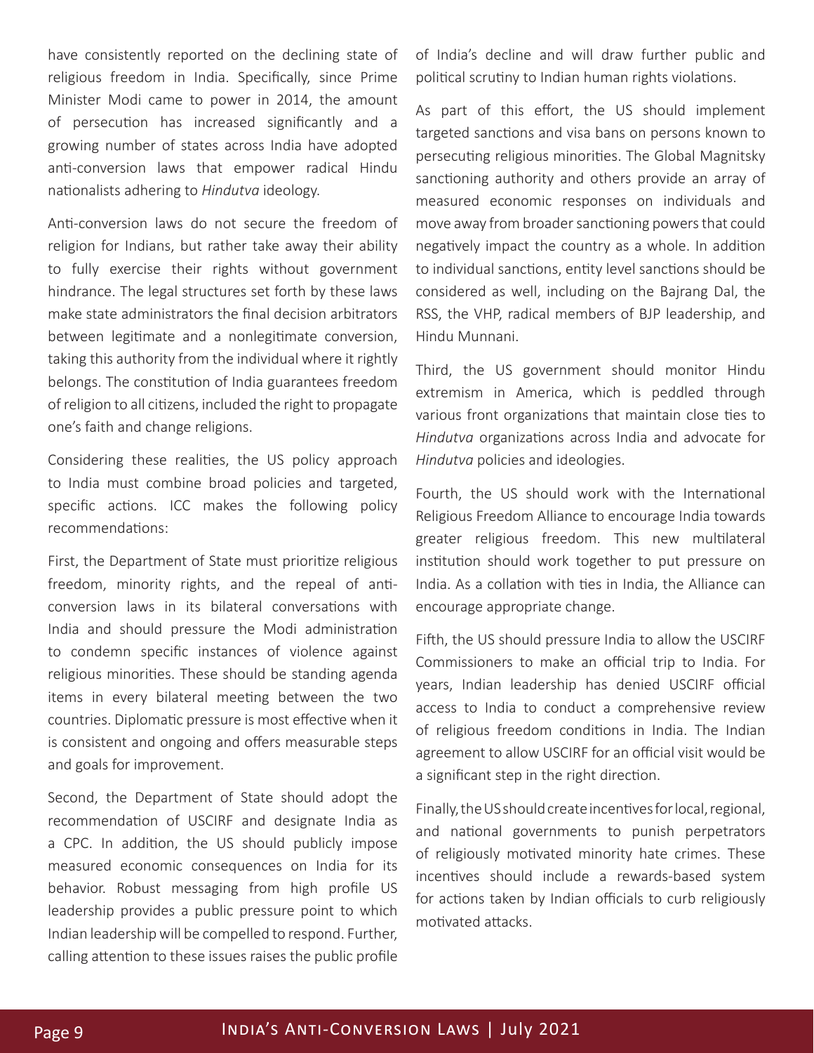have consistently reported on the declining state of religious freedom in India. Specifically, since Prime Minister Modi came to power in 2014, the amount of persecution has increased significantly and a growing number of states across India have adopted anti-conversion laws that empower radical Hindu nationalists adhering to *Hindutva* ideology.

Anti-conversion laws do not secure the freedom of religion for Indians, but rather take away their ability to fully exercise their rights without government hindrance. The legal structures set forth by these laws make state administrators the final decision arbitrators between legitimate and a nonlegitimate conversion, taking this authority from the individual where it rightly belongs. The constitution of India guarantees freedom of religion to all citizens, included the right to propagate one's faith and change religions.

Considering these realities, the US policy approach to India must combine broad policies and targeted, specific actions. ICC makes the following policy recommendations:

First, the Department of State must prioritize religious freedom, minority rights, and the repeal of anti-conversion laws in its bilateral conversations with India and should pressure the Modi administration to condemn specific instances of violence against religious minorities. These should be standing agenda items in every bilateral meeting between the two countries. Diplomatic pressure is most effective when it is consistent and ongoing and offers measurable steps and goals for improvement.

Second, the Department of State should adopt the recommendation of USCIRF and designate India as a CPC. In addition, the US should publicly impose measured economic consequences on India for its behavior. Robust messaging from high profile US leadership provides a public pressure point to which Indian leadership will be compelled to respond. Further, calling attention to these issues raises the public profile of India's decline and will draw further public and political scrutiny to Indian human rights violations.

As part of this effort, the US should implement targeted sanctions and visa bans on persons known to persecuting religious minorities. The Global Magnitsky sanctioning authority and others provide an array of measured economic responses on individuals and move away from broader sanctioning powers that could negatively impact the country as a whole. In addition to individual sanctions, entity level sanctions should be considered as well, including on the Bajrang Dal, the RSS, the VHP, radical members of BJP leadership, and Hindu Munnani.

Third, the US government should monitor Hindu extremism in America, which is peddled through various front organizations that maintain close ties to *Hindutva* organizations across India and advocate for *Hindutva* policies and ideologies.

Fourth, the US should work with the International Religious Freedom Alliance to encourage India towards greater religious freedom. This new multilateral institution should work together to put pressure on India. As a collation with ties in India, the Alliance can encourage appropriate change.

Fifth, the US should pressure India to allow the USCIRF Commissioners to make an official trip to India. For years, Indian leadership has denied USCIRF official access to India to conduct a comprehensive review of religious freedom conditions in India. The Indian agreement to allow USCIRF for an official visit would be a significant step in the right direction.

Finally, the US should create incentives for local, regional, and national governments to punish perpetrators of religiously motivated minority hate crimes. These incentives should include a rewards-based system for actions taken by Indian officials to curb religiously motivated attacks.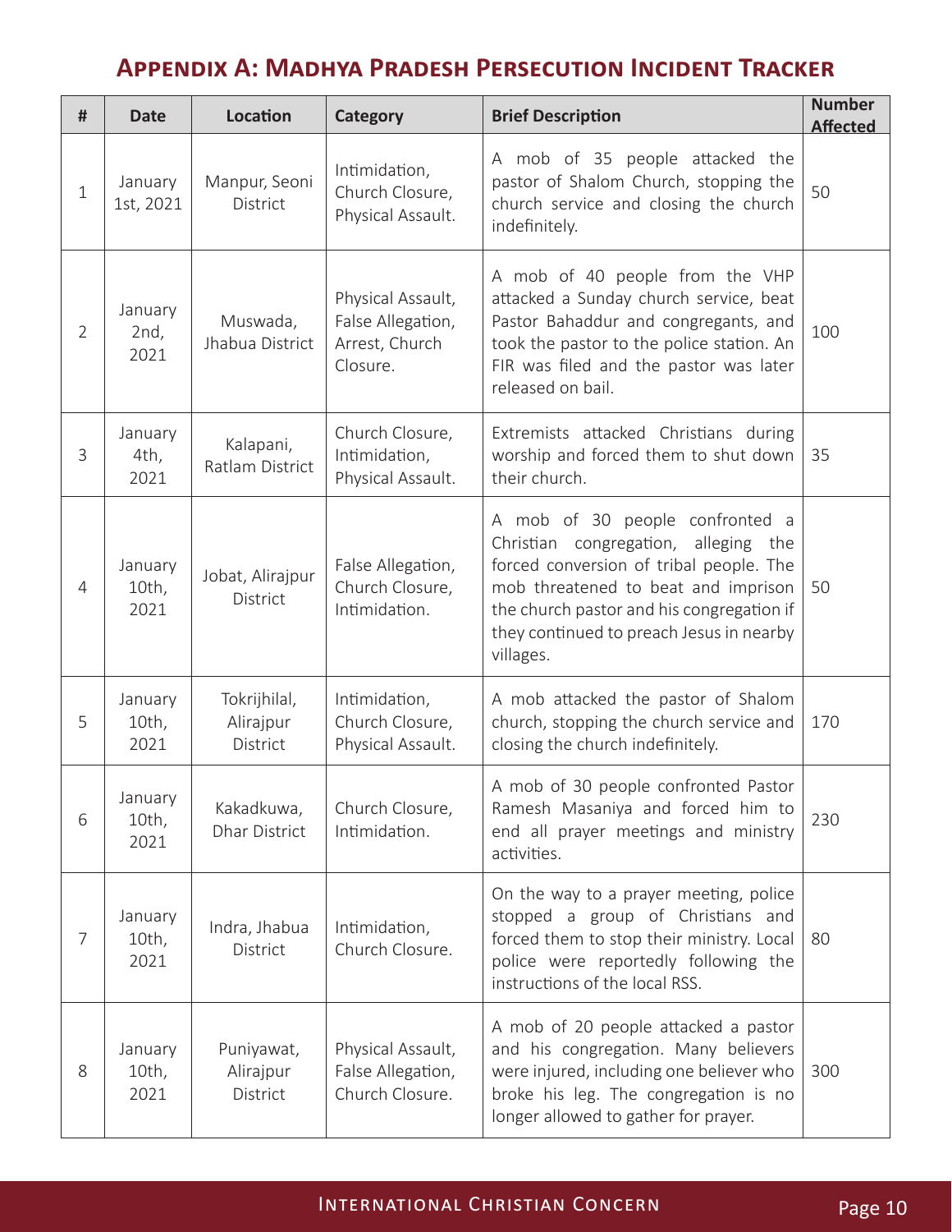## Appendix A: Madhya Pradesh Persecution Incident Tracker

| # | Date | Location | Category | Brief Description | Number Affected |
|---|---|---|---|---|---|
| 1 | January 1st, 2021 | Manpur, Seoni District | Intimidation, Church Closure, Physical Assault. | A mob of 35 people attacked the pastor of Shalom Church, stopping the church service and closing the church indefinitely. | 50 |
| 2 | January 2nd, 2021 | Muswada, Jhabua District | Physical Assault, False Allegation, Arrest, Church Closure. | A mob of 40 people from the VHP attacked a Sunday church service, beat Pastor Bahaddur and congregants, and took the pastor to the police station. An FIR was filed and the pastor was later released on bail. | 100 |
| 3 | January 4th, 2021 | Kalapani, Ratlam District | Church Closure, Intimidation, Physical Assault. | Extremists attacked Christians during worship and forced them to shut down their church. | 35 |
| 4 | January 10th, 2021 | Jobat, Alirajpur District | False Allegation, Church Closure, Intimidation. | A mob of 30 people confronted a Christian congregation, alleging the forced conversion of tribal people. The mob threatened to beat and imprison the church pastor and his congregation if they continued to preach Jesus in nearby villages. | 50 |
| 5 | January 10th, 2021 | Tokrijhilal, Alirajpur District | Intimidation, Church Closure, Physical Assault. | A mob attacked the pastor of Shalom church, stopping the church service and closing the church indefinitely. | 170 |
| 6 | January 10th, 2021 | Kakadkuwa, Dhar District | Church Closure, Intimidation. | A mob of 30 people confronted Pastor Ramesh Masaniya and forced him to end all prayer meetings and ministry activities. | 230 |
| 7 | January 10th, 2021 | Indra, Jhabua District | Intimidation, Church Closure. | On the way to a prayer meeting, police stopped a group of Christians and forced them to stop their ministry. Local police were reportedly following the instructions of the local RSS. | 80 |
| 8 | January 10th, 2021 | Puniyawat, Alirajpur District | Physical Assault, False Allegation, Church Closure. | A mob of 20 people attacked a pastor and his congregation. Many believers were injured, including one believer who broke his leg. The congregation is no longer allowed to gather for prayer. | 300 |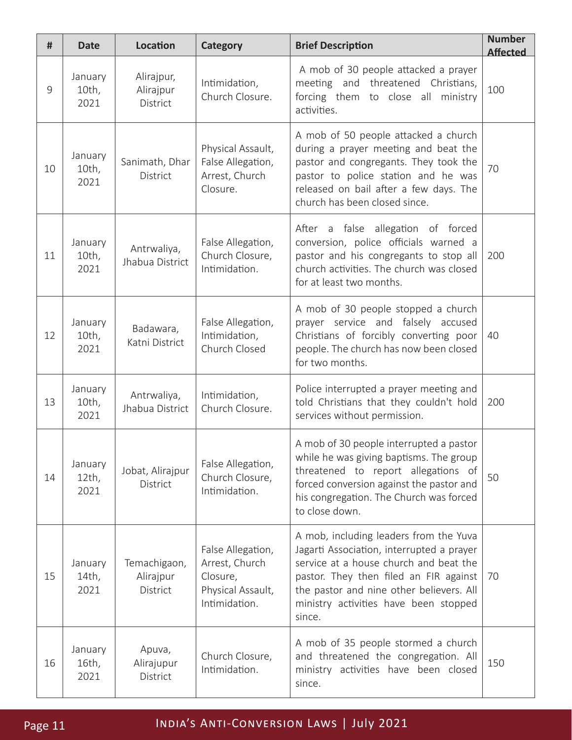| # | Date | Location | Category | Brief Description | Number Affected |
|---|---|---|---|---|---|
| 9 | January 10th, 2021 | Alirajpur, Alirajpur District | Intimidation, Church Closure. | A mob of 30 people attacked a prayer meeting and threatened Christians, forcing them to close all ministry activities. | 100 |
| 10 | January 10th, 2021 | Sanimath, Dhar District | Physical Assault, False Allegation, Arrest, Church Closure. | A mob of 50 people attacked a church during a prayer meeting and beat the pastor and congregants. They took the pastor to police station and he was released on bail after a few days. The church has been closed since. | 70 |
| 11 | January 10th, 2021 | Antrwaliya, Jhabua District | False Allegation, Church Closure, Intimidation. | After a false allegation of forced conversion, police officials warned a pastor and his congregants to stop all church activities. The church was closed for at least two months. | 200 |
| 12 | January 10th, 2021 | Badawara, Katni District | False Allegation, Intimidation, Church Closed | A mob of 30 people stopped a church prayer service and falsely accused Christians of forcibly converting poor people. The church has now been closed for two months. | 40 |
| 13 | January 10th, 2021 | Antrwaliya, Jhabua District | Intimidation, Church Closure. | Police interrupted a prayer meeting and told Christians that they couldn't hold services without permission. | 200 |
| 14 | January 12th, 2021 | Jobat, Alirajpur District | False Allegation, Church Closure, Intimidation. | A mob of 30 people interrupted a pastor while he was giving baptisms. The group threatened to report allegations of forced conversion against the pastor and his congregation. The Church was forced to close down. | 50 |
| 15 | January 14th, 2021 | Temachigaon, Alirajpur District | False Allegation, Arrest, Church Closure, Physical Assault, Intimidation. | A mob, including leaders from the Yuva Jagarti Association, interrupted a prayer service at a house church and beat the pastor. They then filed an FIR against the pastor and nine other believers. All ministry activities have been stopped since. | 70 |
| 16 | January 16th, 2021 | Apuva, Alirajupur District | Church Closure, Intimidation. | A mob of 35 people stormed a church and threatened the congregation. All ministry activities have been closed since. | 150 |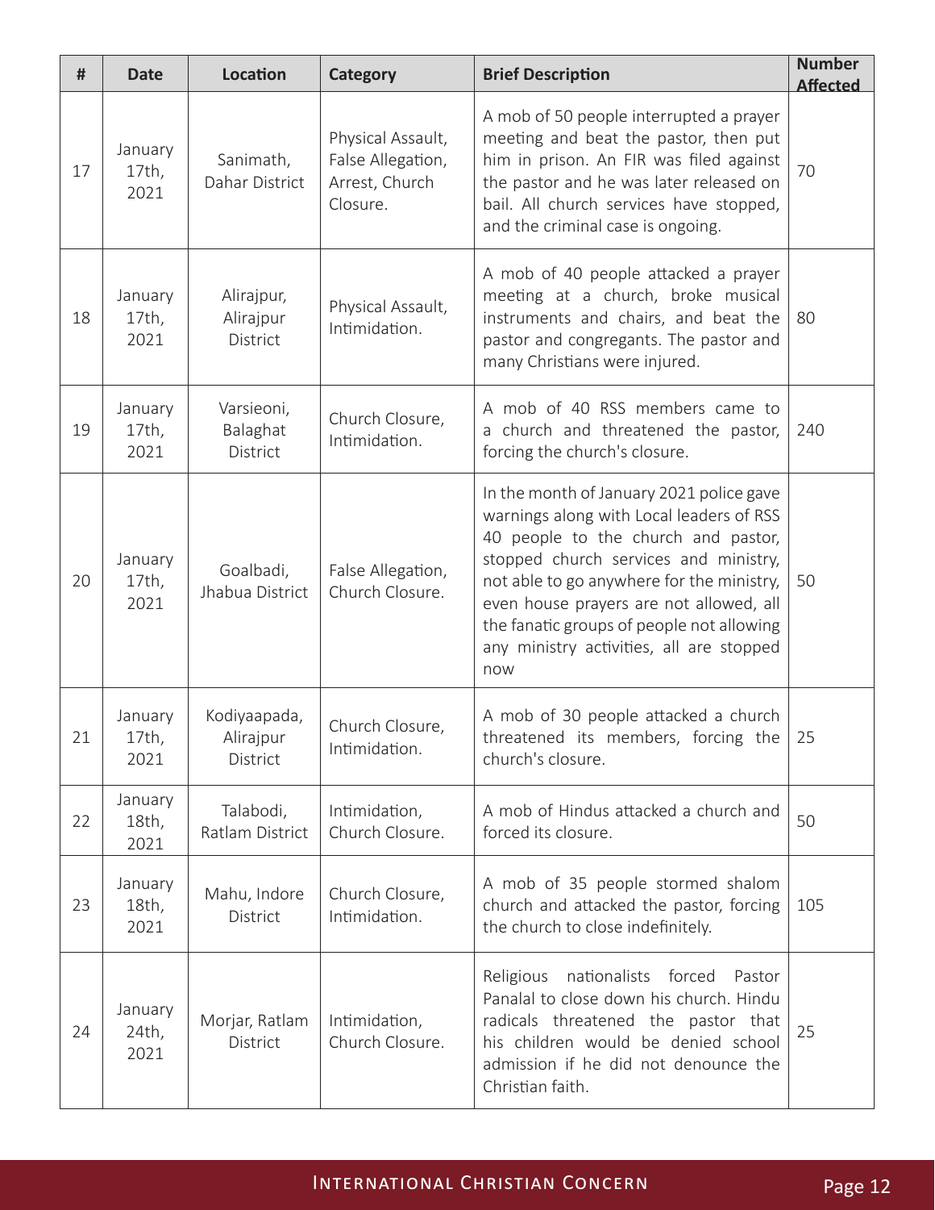| # | Date | Location | Category | Brief Description | Number Affected |
|---|---|---|---|---|---|
| 17 | January 17th, 2021 | Sanimath, Dahar District | Physical Assault, False Allegation, Arrest, Church Closure. | A mob of 50 people interrupted a prayer meeting and beat the pastor, then put him in prison. An FIR was filed against the pastor and he was later released on bail. All church services have stopped, and the criminal case is ongoing. | 70 |
| 18 | January 17th, 2021 | Alirajpur, Alirajpur District | Physical Assault, Intimidation. | A mob of 40 people attacked a prayer meeting at a church, broke musical instruments and chairs, and beat the pastor and congregants. The pastor and many Christians were injured. | 80 |
| 19 | January 17th, 2021 | Varsieoni, Balaghat District | Church Closure, Intimidation. | A mob of 40 RSS members came to a church and threatened the pastor, forcing the church's closure. | 240 |
| 20 | January 17th, 2021 | Goalbadi, Jhabua District | False Allegation, Church Closure. | In the month of January 2021 police gave warnings along with Local leaders of RSS 40 people to the church and pastor, stopped church services and ministry, not able to go anywhere for the ministry, even house prayers are not allowed, all the fanatic groups of people not allowing any ministry activities, all are stopped now | 50 |
| 21 | January 17th, 2021 | Kodiyaapada, Alirajpur District | Church Closure, Intimidation. | A mob of 30 people attacked a church threatened its members, forcing the church's closure. | 25 |
| 22 | January 18th, 2021 | Talabodi, Ratlam District | Intimidation, Church Closure. | A mob of Hindus attacked a church and forced its closure. | 50 |
| 23 | January 18th, 2021 | Mahu, Indore District | Church Closure, Intimidation. | A mob of 35 people stormed shalom church and attacked the pastor, forcing the church to close indefinitely. | 105 |
| 24 | January 24th, 2021 | Morjar, Ratlam District | Intimidation, Church Closure. | Religious nationalists forced Pastor Panalal to close down his church. Hindu radicals threatened the pastor that his children would be denied school admission if he did not denounce the Christian faith. | 25 |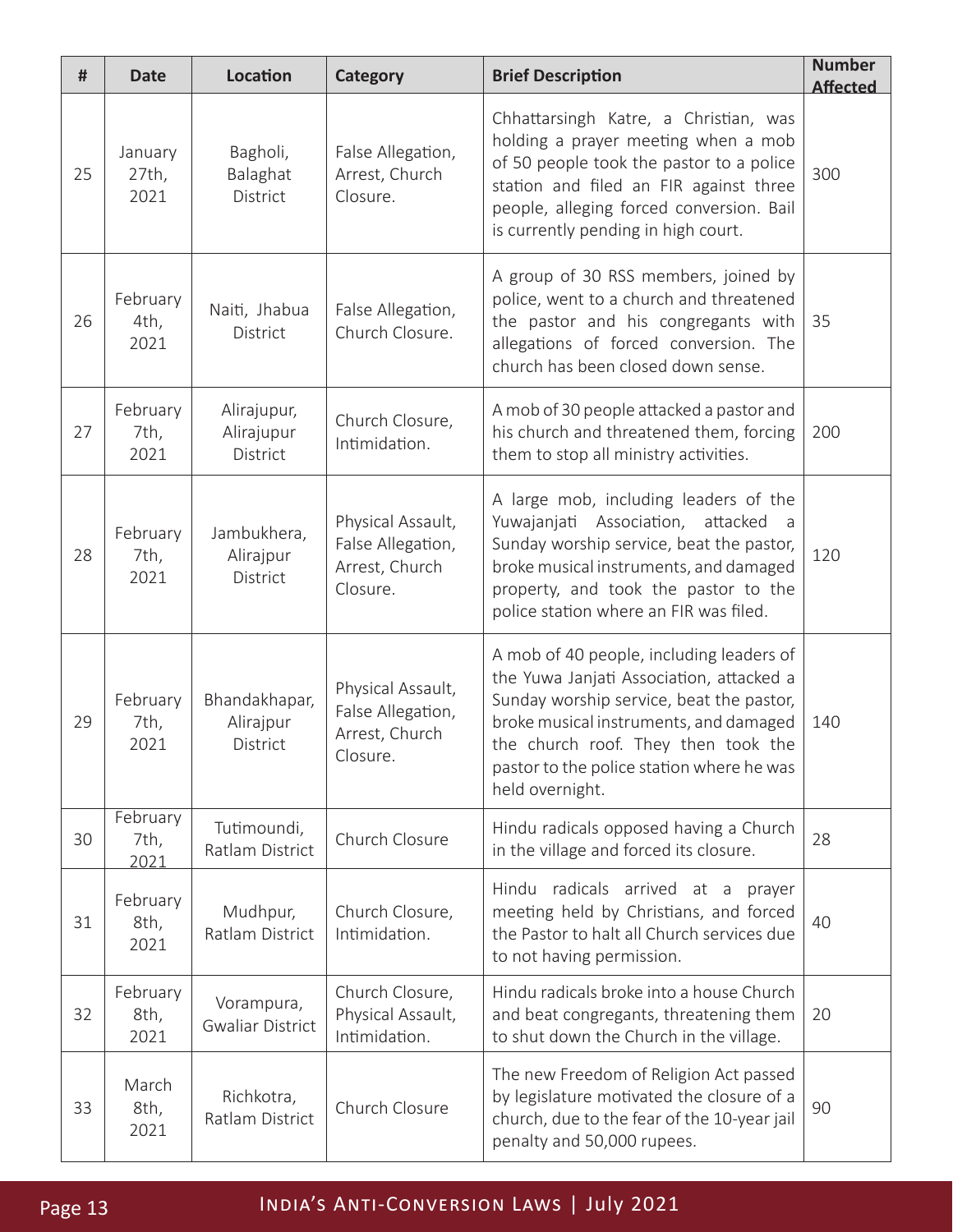| # | Date | Location | Category | Brief Description | Number Affected |
|---|---|---|---|---|---|
| 25 | January 27th, 2021 | Bagholi, Balaghat District | False Allegation, Arrest, Church Closure. | Chhattarsingh Katre, a Christian, was holding a prayer meeting when a mob of 50 people took the pastor to a police station and filed an FIR against three people, alleging forced conversion. Bail is currently pending in high court. | 300 |
| 26 | February 4th, 2021 | Naiti, Jhabua District | False Allegation, Church Closure. | A group of 30 RSS members, joined by police, went to a church and threatened the pastor and his congregants with allegations of forced conversion. The church has been closed down sense. | 35 |
| 27 | February 7th, 2021 | Alirajupur, Alirajupur District | Church Closure, Intimidation. | A mob of 30 people attacked a pastor and his church and threatened them, forcing them to stop all ministry activities. | 200 |
| 28 | February 7th, 2021 | Jambukhera, Alirajpur District | Physical Assault, False Allegation, Arrest, Church Closure. | A large mob, including leaders of the Yuwajanjati Association, attacked a Sunday worship service, beat the pastor, broke musical instruments, and damaged property, and took the pastor to the police station where an FIR was filed. | 120 |
| 29 | February 7th, 2021 | Bhandakhapar, Alirajpur District | Physical Assault, False Allegation, Arrest, Church Closure. | A mob of 40 people, including leaders of the Yuwa Janjati Association, attacked a Sunday worship service, beat the pastor, broke musical instruments, and damaged the church roof. They then took the pastor to the police station where he was held overnight. | 140 |
| 30 | February 7th, 2021 | Tutimoundi, Ratlam District | Church Closure | Hindu radicals opposed having a Church in the village and forced its closure. | 28 |
| 31 | February 8th, 2021 | Mudhpur, Ratlam District | Church Closure, Intimidation. | Hindu radicals arrived at a prayer meeting held by Christians, and forced the Pastor to halt all Church services due to not having permission. | 40 |
| 32 | February 8th, 2021 | Vorampura, Gwaliar District | Church Closure, Physical Assault, Intimidation. | Hindu radicals broke into a house Church and beat congregants, threatening them to shut down the Church in the village. | 20 |
| 33 | March 8th, 2021 | Richkotra, Ratlam District | Church Closure | The new Freedom of Religion Act passed by legislature motivated the closure of a church, due to the fear of the 10-year jail penalty and 50,000 rupees. | 90 |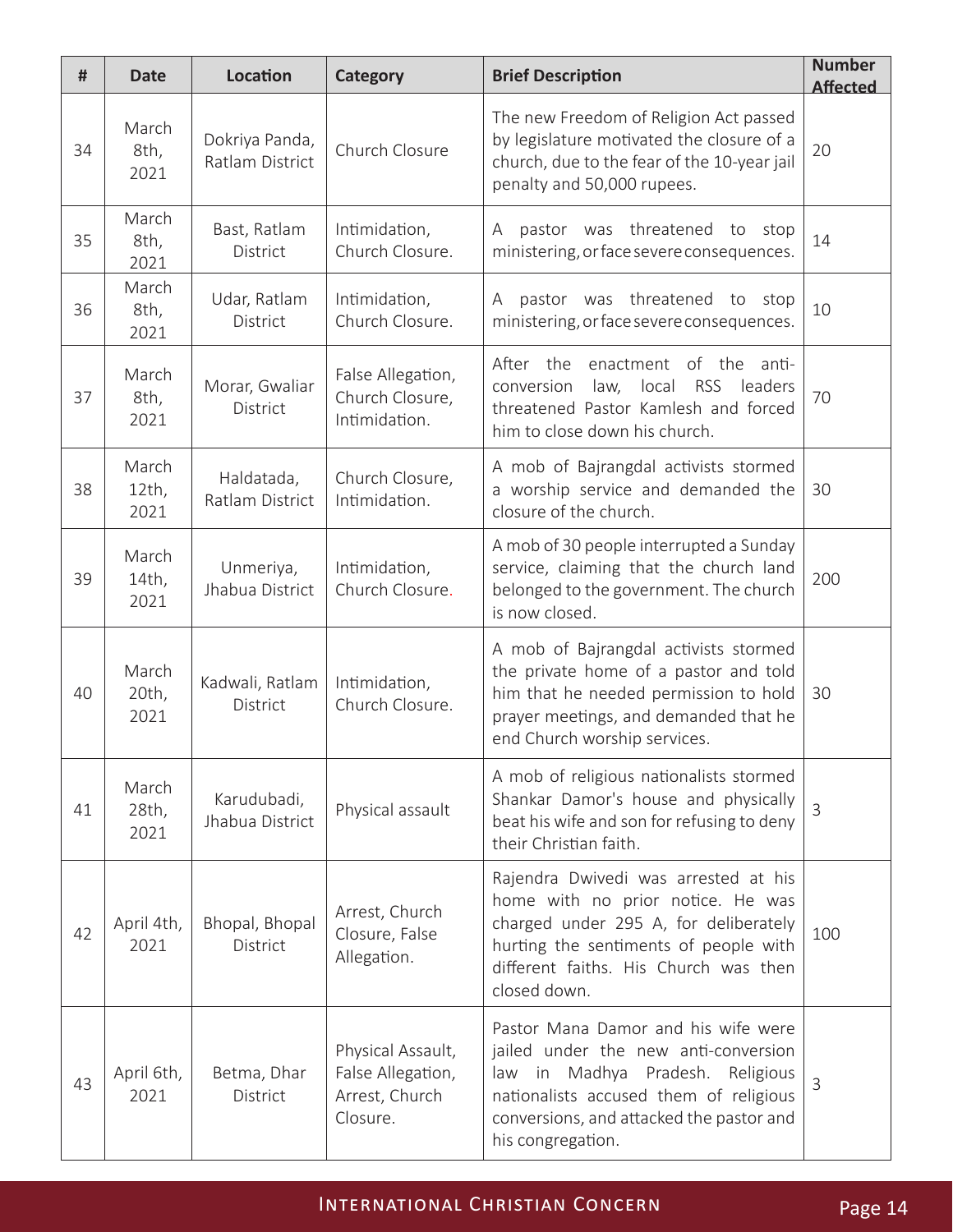| # | Date | Location | Category | Brief Description | Number Affected |
|---|---|---|---|---|---|
| 34 | March 8th, 2021 | Dokriya Panda, Ratlam District | Church Closure | The new Freedom of Religion Act passed by legislature motivated the closure of a church, due to the fear of the 10-year jail penalty and 50,000 rupees. | 20 |
| 35 | March 8th, 2021 | Bast, Ratlam District | Intimidation, Church Closure. | A pastor was threatened to stop ministering, or face severe consequences. | 14 |
| 36 | March 8th, 2021 | Udar, Ratlam District | Intimidation, Church Closure. | A pastor was threatened to stop ministering, or face severe consequences. | 10 |
| 37 | March 8th, 2021 | Morar, Gwaliar District | False Allegation, Church Closure, Intimidation. | After the enactment of the anti-conversion law, local RSS leaders threatened Pastor Kamlesh and forced him to close down his church. | 70 |
| 38 | March 12th, 2021 | Haldatada, Ratlam District | Church Closure, Intimidation. | A mob of Bajrangdal activists stormed a worship service and demanded the closure of the church. | 30 |
| 39 | March 14th, 2021 | Unmeriya, Jhabua District | Intimidation, Church Closure. | A mob of 30 people interrupted a Sunday service, claiming that the church land belonged to the government. The church is now closed. | 200 |
| 40 | March 20th, 2021 | Kadwali, Ratlam District | Intimidation, Church Closure. | A mob of Bajrangdal activists stormed the private home of a pastor and told him that he needed permission to hold prayer meetings, and demanded that he end Church worship services. | 30 |
| 41 | March 28th, 2021 | Karudubadi, Jhabua District | Physical assault | A mob of religious nationalists stormed Shankar Damor's house and physically beat his wife and son for refusing to deny their Christian faith. | 3 |
| 42 | April 4th, 2021 | Bhopal, Bhopal District | Arrest, Church Closure, False Allegation. | Rajendra Dwivedi was arrested at his home with no prior notice. He was charged under 295 A, for deliberately hurting the sentiments of people with different faiths. His Church was then closed down. | 100 |
| 43 | April 6th, 2021 | Betma, Dhar District | Physical Assault, False Allegation, Arrest, Church Closure. | Pastor Mana Damor and his wife were jailed under the new anti-conversion law in Madhya Pradesh. Religious nationalists accused them of religious conversions, and attacked the pastor and his congregation. | 3 |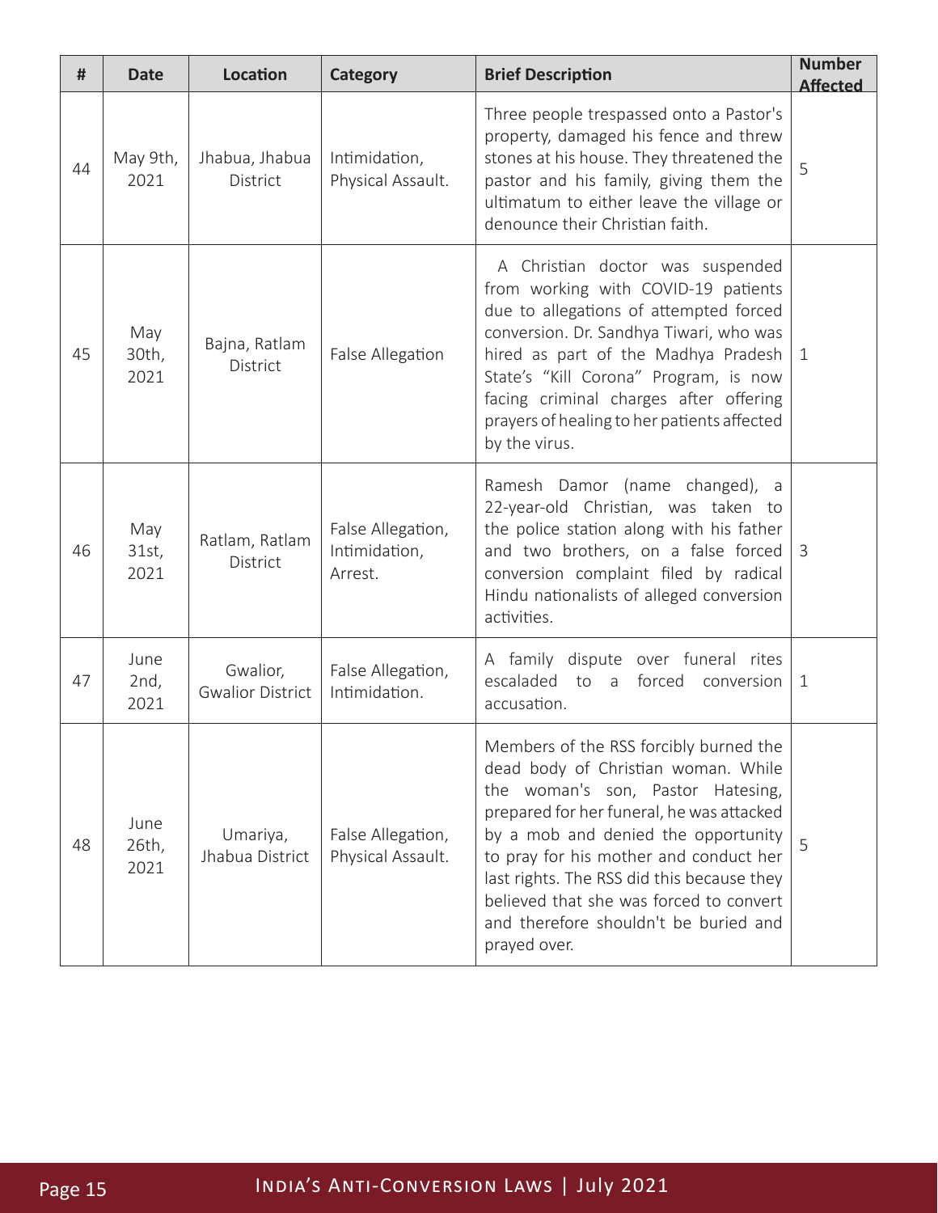| # | Date | Location | Category | Brief Description | Number Affected |
|---|---|---|---|---|---|
| 44 | May 9th, 2021 | Jhabua, Jhabua District | Intimidation, Physical Assault. | Three people trespassed onto a Pastor's property, damaged his fence and threw stones at his house. They threatened the pastor and his family, giving them the ultimatum to either leave the village or denounce their Christian faith. | 5 |
| 45 | May 30th, 2021 | Bajna, Ratlam District | False Allegation | A Christian doctor was suspended from working with COVID-19 patients due to allegations of attempted forced conversion. Dr. Sandhya Tiwari, who was hired as part of the Madhya Pradesh State's "Kill Corona" Program, is now facing criminal charges after offering prayers of healing to her patients affected by the virus. | 1 |
| 46 | May 31st, 2021 | Ratlam, Ratlam District | False Allegation, Intimidation, Arrest. | Ramesh Damor (name changed), a 22-year-old Christian, was taken to the police station along with his father and two brothers, on a false forced conversion complaint filed by radical Hindu nationalists of alleged conversion activities. | 3 |
| 47 | June 2nd, 2021 | Gwalior, Gwalior District | False Allegation, Intimidation. | A family dispute over funeral rites escaladed to a forced conversion accusation. | 1 |
| 48 | June 26th, 2021 | Umariya, Jhabua District | False Allegation, Physical Assault. | Members of the RSS forcibly burned the dead body of Christian woman. While the woman's son, Pastor Hatesing, prepared for her funeral, he was attacked by a mob and denied the opportunity to pray for his mother and conduct her last rights. The RSS did this because they believed that she was forced to convert and therefore shouldn't be buried and prayed over. | 5 |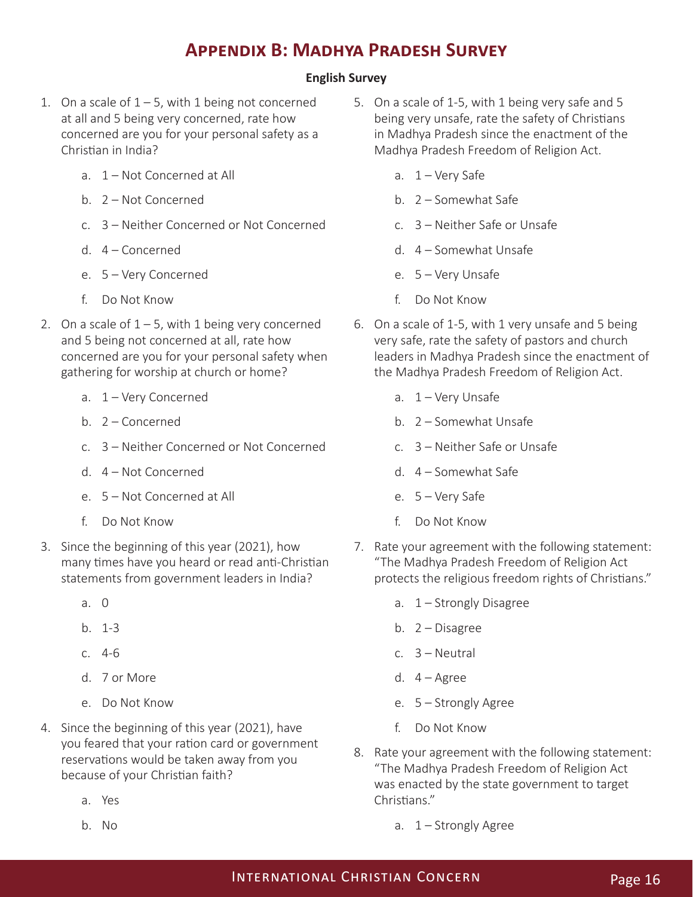# Appendix B: Madhya Pradesh Survey

**English Survey**

1. On a scale of 1 – 5, with 1 being not concerned at all and 5 being very concerned, rate how concerned are you for your personal safety as a Christian in India?
    a. 1 – Not Concerned at All
    b. 2 – Not Concerned
    c. 3 – Neither Concerned or Not Concerned
    d. 4 – Concerned
    e. 5 – Very Concerned
    f. Do Not Know

2. On a scale of 1 – 5, with 1 being very concerned and 5 being not concerned at all, rate how concerned are you for your personal safety when gathering for worship at church or home?
    a. 1 – Very Concerned
    b. 2 – Concerned
    c. 3 – Neither Concerned or Not Concerned
    d. 4 – Not Concerned
    e. 5 – Not Concerned at All
    f. Do Not Know

3. Since the beginning of this year (2021), how many times have you heard or read anti-Christian statements from government leaders in India?
    a. 0
    b. 1-3
    c. 4-6
    d. 7 or More
    e. Do Not Know

4. Since the beginning of this year (2021), have you feared that your ration card or government reservations would be taken away from you because of your Christian faith?
    a. Yes
    b. No

5. On a scale of 1-5, with 1 being very safe and 5 being very unsafe, rate the safety of Christians in Madhya Pradesh since the enactment of the Madhya Pradesh Freedom of Religion Act.
    a. 1 – Very Safe
    b. 2 – Somewhat Safe
    c. 3 – Neither Safe or Unsafe
    d. 4 – Somewhat Unsafe
    e. 5 – Very Unsafe
    f. Do Not Know

6. On a scale of 1-5, with 1 very unsafe and 5 being very safe, rate the safety of pastors and church leaders in Madhya Pradesh since the enactment of the Madhya Pradesh Freedom of Religion Act.
    a. 1 – Very Unsafe
    b. 2 – Somewhat Unsafe
    c. 3 – Neither Safe or Unsafe
    d. 4 – Somewhat Safe
    e. 5 – Very Safe
    f. Do Not Know

7. Rate your agreement with the following statement: "The Madhya Pradesh Freedom of Religion Act protects the religious freedom rights of Christians."
    a. 1 – Strongly Disagree
    b. 2 – Disagree
    c. 3 – Neutral
    d. 4 – Agree
    e. 5 – Strongly Agree
    f. Do Not Know

8. Rate your agreement with the following statement: "The Madhya Pradesh Freedom of Religion Act was enacted by the state government to target Christians."
    a. 1 – Strongly Agree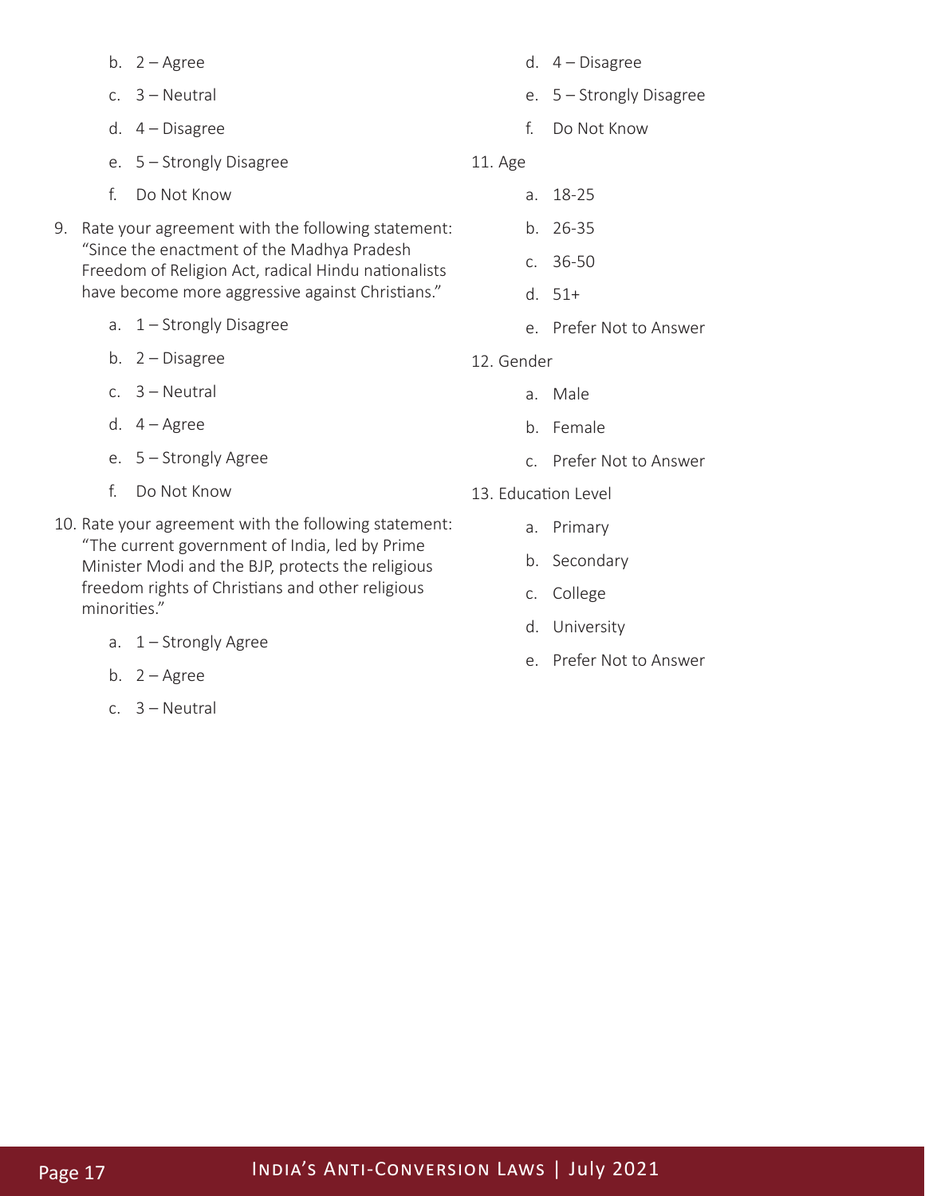b. 2 – Agree

c. 3 – Neutral

d. 4 – Disagree

e. 5 – Strongly Disagree

f. Do Not Know

9. Rate your agreement with the following statement: "Since the enactment of the Madhya Pradesh Freedom of Religion Act, radical Hindu nationalists have become more aggressive against Christians."

   a. 1 – Strongly Disagree

   b. 2 – Disagree

   c. 3 – Neutral

   d. 4 – Agree

   e. 5 – Strongly Agree

   f. Do Not Know

10. Rate your agreement with the following statement: "The current government of India, led by Prime Minister Modi and the BJP, protects the religious freedom rights of Christians and other religious minorities."

    a. 1 – Strongly Agree

    b. 2 – Agree

    c. 3 – Neutral

    d. 4 – Disagree

    e. 5 – Strongly Disagree

    f. Do Not Know

11. Age

    a. 18-25

    b. 26-35

    c. 36-50

    d. 51+

    e. Prefer Not to Answer

12. Gender

    a. Male

    b. Female

    c. Prefer Not to Answer

13. Education Level

    a. Primary

    b. Secondary

    c. College

    d. University

    e. Prefer Not to Answer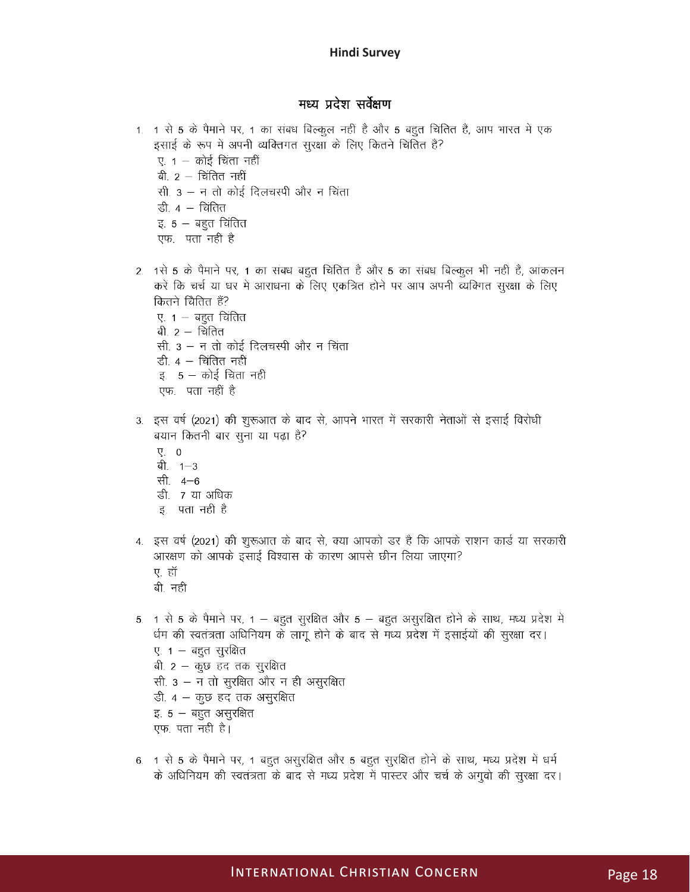**Hindi Survey**

## मध्य प्रदेश सर्वेक्षण

1. 1 से 5 के पैमाने पर, 1 का संबध बिल्कुल नही है और 5 बहुत चिंतित है, आप भारत मे एक इसाई के रूप मे अपनी व्यक्तिगत सुरक्षा के लिए कितने चिंतित है?
   ए. 1 – कोई चिंता नहीं
   बी. 2 – चिंतित नहीं
   सी. 3 – न तो कोई दिलचस्पी और न चिंता
   डी. 4 – चिंतित
   इ. 5 – बहुत चिंतित
   एफ. पता नही है

2. 1से 5 के पैमाने पर, 1 का संबध बहुत चिंतित है और 5 का संबध बिल्कुल भी नहीं है, आंकलन करें कि चर्च या धर मे आराधना के लिए एकत्रित होने पर आप अपनी व्यक्गित सुरक्षा के लिए कितने चिंतित हैं?
   ए. 1 – बहुत चिंतित
   बी. 2 – चिंतित
   सी. 3 – न तो कोई दिलचस्पी और न चिंता
   डी. 4 – चिंतित नहीं
   इ. 5 – कोई चिंता नही
   एफ. पता नहीं है

3. इस वर्ष (2021) की शुरूआत के बाद से, आपने भारत में सरकारी नेताओं से इसाई विरोधी बयान कितनी बार सुना या पढ़ा है?
   ए. 0
   बी. 1–3
   सी. 4–6
   डी. 7 या अधिक
   इ. पता नही है

4. इस वर्ष (2021) की शुरूआत के बाद से, क्या आपको डर है कि आपके राशन कार्ड या सरकारी आरक्षण को आपके इसाई विश्वास के कारण आपसे छीन लिया जाएगा?
   ए. हाँ
   बी. नही

5. 1 से 5 के पैमाने पर, 1 – बहुत सुरक्षित और 5 – बहुत असुरक्षित होने के साथ, मध्य प्रदेश मे र्धम की स्वतंत्रता अधिनियम के लागू होने के बाद से मध्य प्रदेश में इसाईयों की सुरक्षा दर।
   ए. 1 – बहुत सुरक्षित
   बी. 2 – कुछ हद तक सुरक्षित
   सी. 3 – न तो सुरक्षित और न ही असुरक्षित
   डी. 4 – कुछ हद तक असुरक्षित
   इ. 5 – बहुत असुरक्षित
   एफ. पता नही है।

6. 1 से 5 के पैमाने पर, 1 बहुत असुरक्षित और 5 बहुत सुरक्षित होने के साथ, मध्य प्रदेश मे धर्म के अधिनियम की स्वतंत्रता के बाद से मध्य प्रदेश में पास्टर और चर्च के अगुवो की सुरक्षा दर।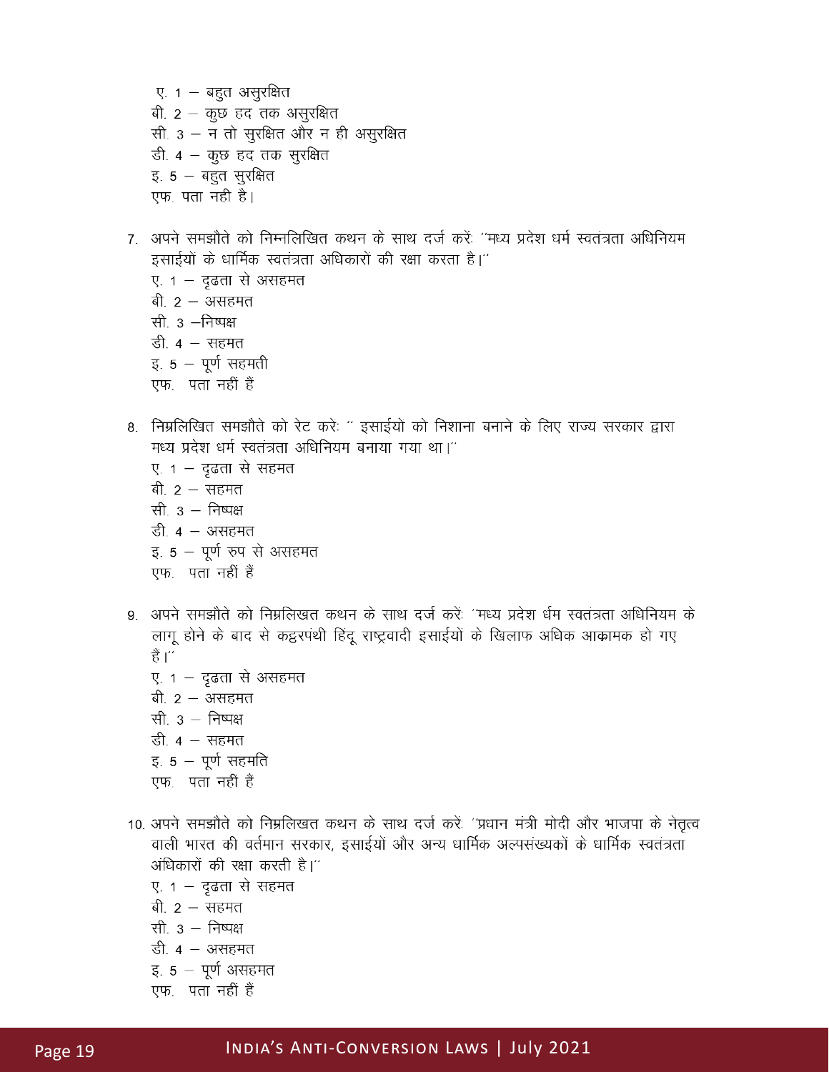ए. 1 – बहुत असुरक्षित
बी. 2 – कुछ हद तक असुरक्षित
सी. 3 – न तो सुरक्षित और न ही असुरक्षित
डी. 4 – कुछ हद तक सुरक्षित
इ. 5 – बहुत सुरक्षित
एफ. पता नही है।

7. अपने समझौते को निम्नलिखित कथन के साथ दर्ज करें: "मध्य प्रदेश धर्म स्वतंत्रता अधिनियम इसाईयों के धार्मिक स्वतंत्रता अधिकारों की रक्षा करता है।"
   ए. 1 – दृढता से असहमत
   बी. 2 – असहमत
   सी. 3 –निष्पक्ष
   डी. 4 – सहमत
   इ. 5 – पूर्ण सहमती
   एफ. पता नहीं हैं

8. निम्नलिखित समझौते को रेट करें: " इसाईयो को निशाना बनाने के लिए राज्य सरकार द्वारा मध्य प्रदेश धर्म स्वतंत्रता अधिनियम बनाया गया था।"
   ए. 1 – दृढता से सहमत
   बी. 2 – सहमत
   सी. 3 – निष्पक्ष
   डी. 4 – असहमत
   इ. 5 – पूर्ण रुप से असहमत
   एफ. पता नहीं हैं

9. अपने समझौते को निम्नलिखत कथन के साथ दर्ज करें: "मध्य प्रदेश र्धम स्वतंत्रता अधिनियम के लागू होने के बाद से कट्टरपंथी हिंदू राष्ट्रवादी इसाईयों के खिलाफ अधिक आक्रामक हो गए हैं।"
   ए. 1 – दृढता से असहमत
   बी. 2 – असहमत
   सी. 3 – निष्पक्ष
   डी. 4 – सहमत
   इ. 5 – पूर्ण सहमति
   एफ. पता नहीं हैं

10. अपने समझौते को निम्नलिखत कथन के साथ दर्ज करें: "प्रधान मंत्री मोदी और भाजपा के नेतृत्व वाली भारत की वर्तमान सरकार, इसाईयों और अन्य धार्मिक अल्पसंख्यकों के धार्मिक स्वतंत्रता अधिकारों की रक्षा करती है।"
   ए. 1 – दृढता से सहमत
   बी. 2 – सहमत
   सी. 3 – निष्पक्ष
   डी. 4 – असहमत
   इ. 5 – पूर्ण असहमत
   एफ. पता नहीं हैं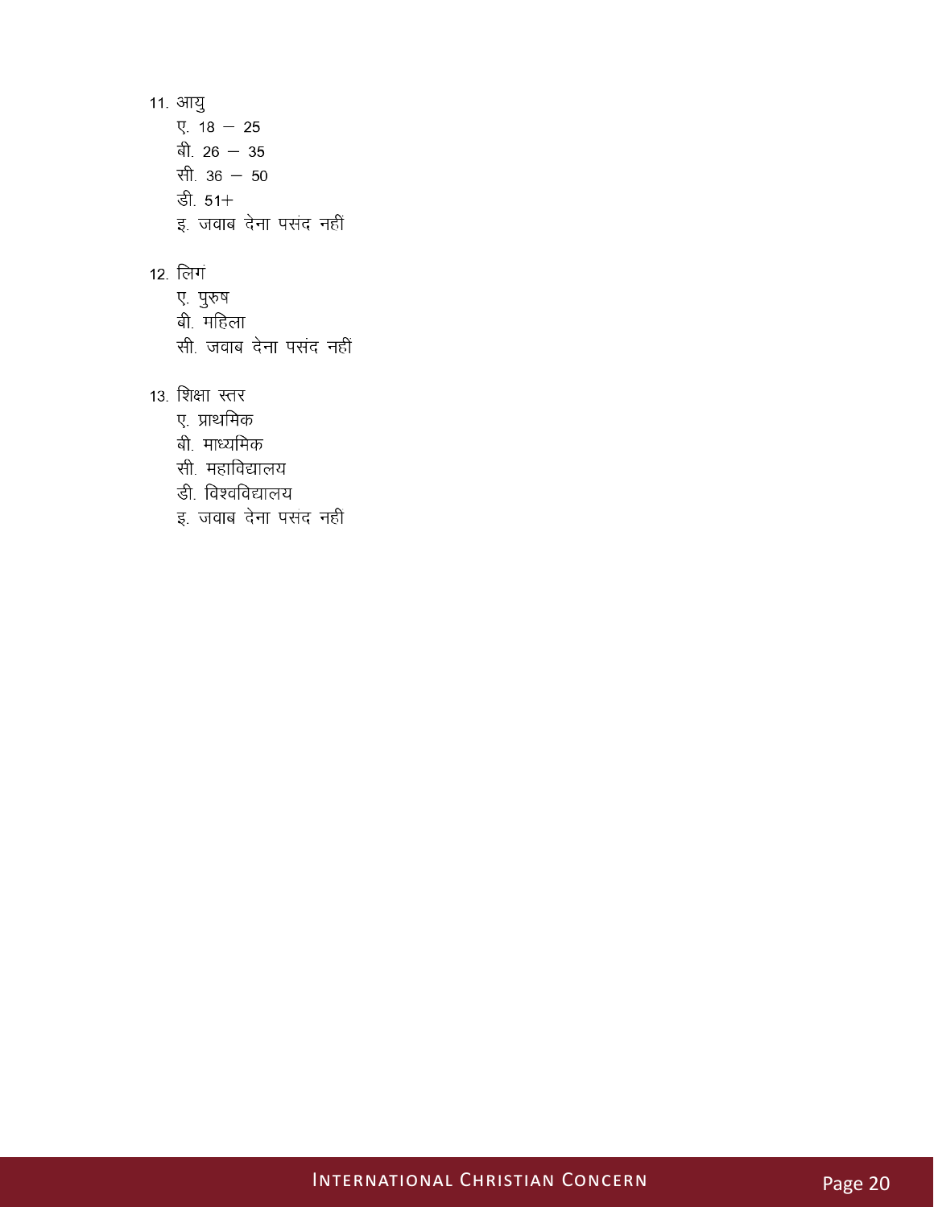11. आयु
    - ए. 18 – 25
    - बी. 26 – 35
    - सी. 36 – 50
    - डी. 51+
    - इ. जवाब देना पसंद नहीं

12. लिगं
    - ए. पुरुष
    - बी. महिला
    - सी. जवाब देना पसंद नहीं

13. शिक्षा स्तर
    - ए. प्राथमिक
    - बी. माध्यमिक
    - सी. महाविद्यालय
    - डी. विश्वविद्यालय
    - इ. जवाब देना पसद नही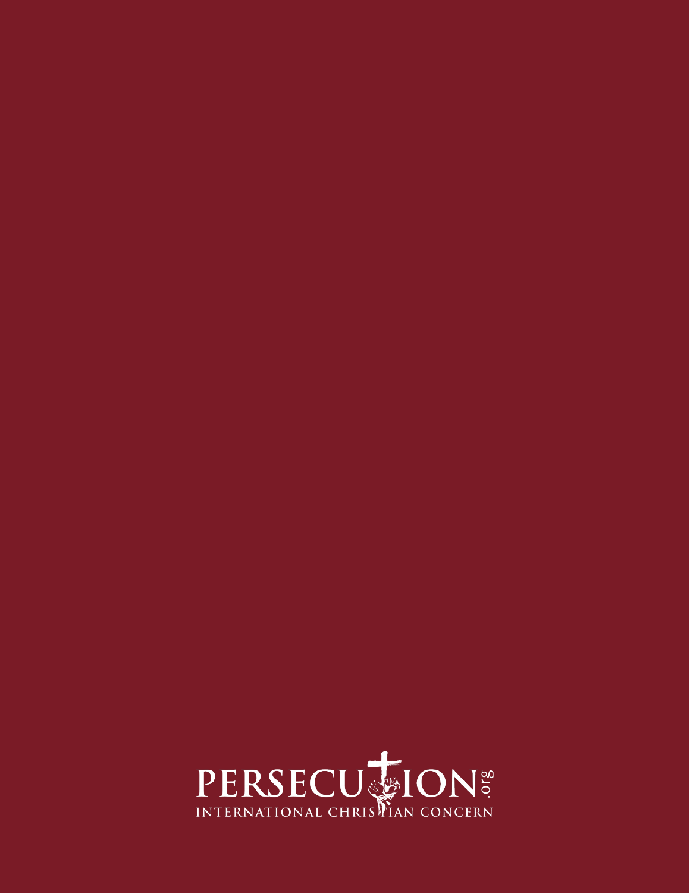PERSECUTION.org

INTERNATIONAL CHRISTIAN CONCERN